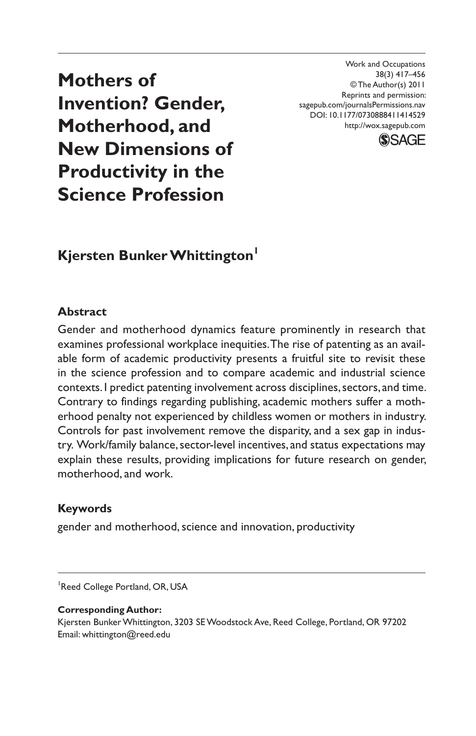# Mothers of Invention? Gender, Motherhood, and New Dimensions of Productivity in the Science Profession

Work and Occupations
38(3) 417–456
© The Author(s) 2011
Reprints and permission:
sagepub.com/journalsPermissions.nav
DOI: 10.1177/0730888411414529
http://wox.sagepub.com

**Kjersten Bunker Whittington**[1]

## Abstract

Gender and motherhood dynamics feature prominently in research that examines professional workplace inequities. The rise of patenting as an available form of academic productivity presents a fruitful site to revisit these in the science profession and to compare academic and industrial science contexts. I predict patenting involvement across disciplines, sectors, and time. Contrary to findings regarding publishing, academic mothers suffer a motherhood penalty not experienced by childless women or mothers in industry. Controls for past involvement remove the disparity, and a sex gap in industry. Work/family balance, sector-level incentives, and status expectations may explain these results, providing implications for future research on gender, motherhood, and work.

## Keywords

gender and motherhood, science and innovation, productivity

---

[1]Reed College Portland, OR, USA

**Corresponding Author:**
Kjersten Bunker Whittington, 3203 SE Woodstock Ave, Reed College, Portland, OR 97202
Email: whittington@reed.edu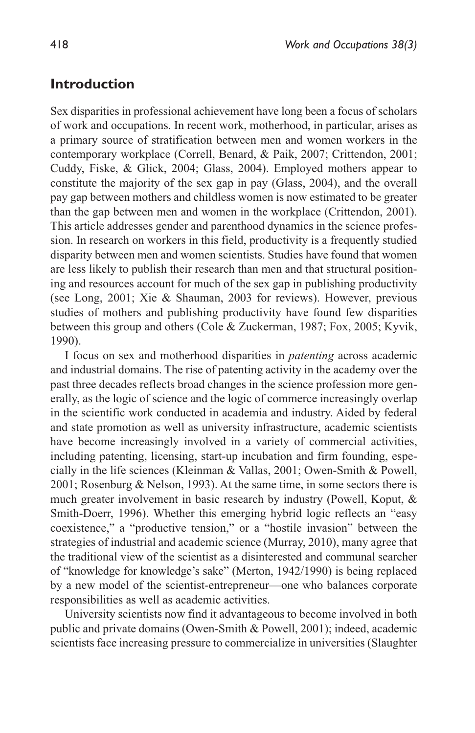## Introduction

Sex disparities in professional achievement have long been a focus of scholars of work and occupations. In recent work, motherhood, in particular, arises as a primary source of stratification between men and women workers in the contemporary workplace (Correll, Benard, & Paik, 2007; Crittendon, 2001; Cuddy, Fiske, & Glick, 2004; Glass, 2004). Employed mothers appear to constitute the majority of the sex gap in pay (Glass, 2004), and the overall pay gap between mothers and childless women is now estimated to be greater than the gap between men and women in the workplace (Crittendon, 2001). This article addresses gender and parenthood dynamics in the science profession. In research on workers in this field, productivity is a frequently studied disparity between men and women scientists. Studies have found that women are less likely to publish their research than men and that structural positioning and resources account for much of the sex gap in publishing productivity (see Long, 2001; Xie & Shauman, 2003 for reviews). However, previous studies of mothers and publishing productivity have found few disparities between this group and others (Cole & Zuckerman, 1987; Fox, 2005; Kyvik, 1990).

I focus on sex and motherhood disparities in *patenting* across academic and industrial domains. The rise of patenting activity in the academy over the past three decades reflects broad changes in the science profession more generally, as the logic of science and the logic of commerce increasingly overlap in the scientific work conducted in academia and industry. Aided by federal and state promotion as well as university infrastructure, academic scientists have become increasingly involved in a variety of commercial activities, including patenting, licensing, start-up incubation and firm founding, especially in the life sciences (Kleinman & Vallas, 2001; Owen-Smith & Powell, 2001; Rosenburg & Nelson, 1993). At the same time, in some sectors there is much greater involvement in basic research by industry (Powell, Koput, & Smith-Doerr, 1996). Whether this emerging hybrid logic reflects an "easy coexistence," a "productive tension," or a "hostile invasion" between the strategies of industrial and academic science (Murray, 2010), many agree that the traditional view of the scientist as a disinterested and communal searcher of "knowledge for knowledge's sake" (Merton, 1942/1990) is being replaced by a new model of the scientist-entrepreneur—one who balances corporate responsibilities as well as academic activities.

University scientists now find it advantageous to become involved in both public and private domains (Owen-Smith & Powell, 2001); indeed, academic scientists face increasing pressure to commercialize in universities (Slaughter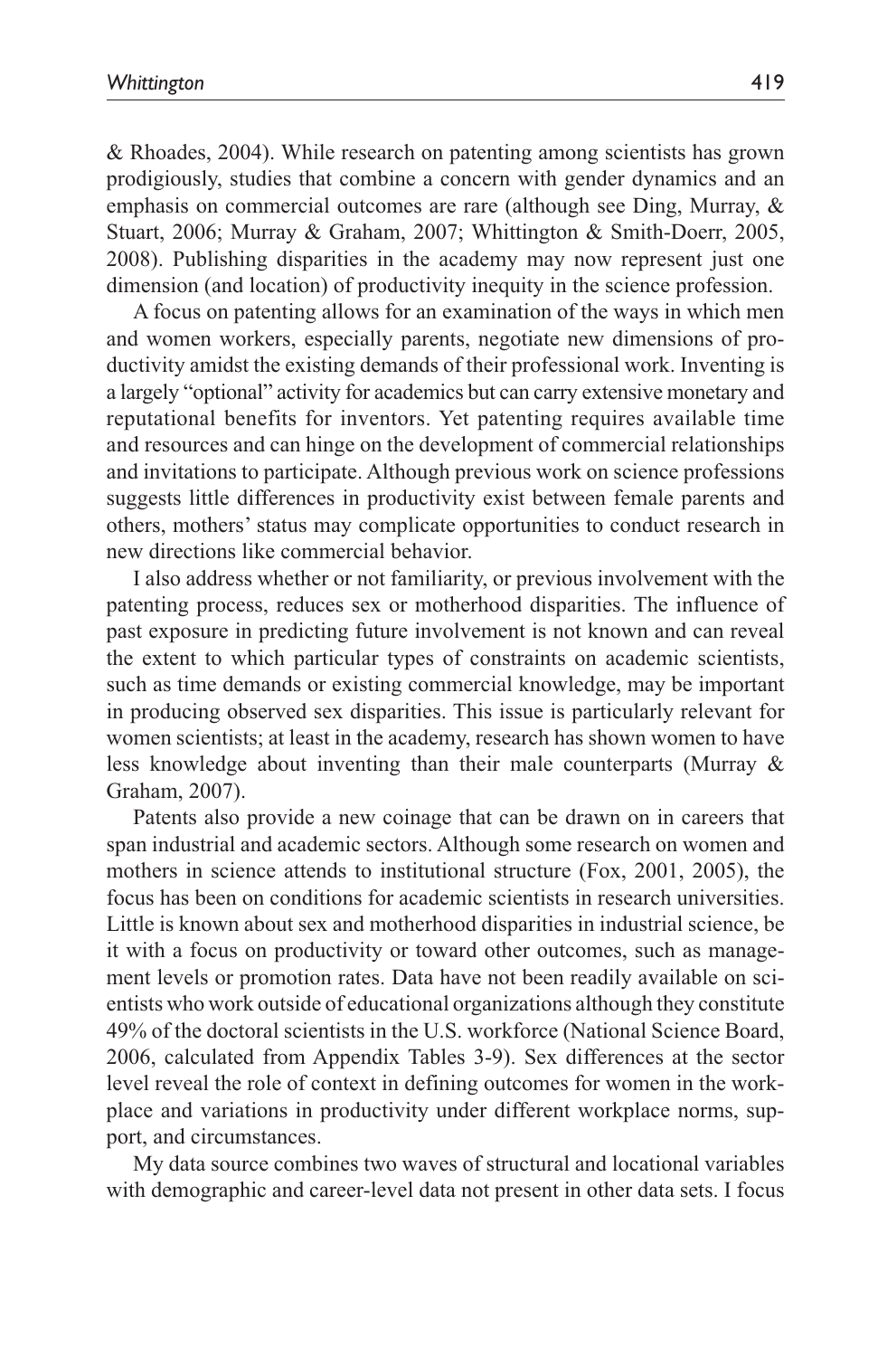& Rhoades, 2004). While research on patenting among scientists has grown prodigiously, studies that combine a concern with gender dynamics and an emphasis on commercial outcomes are rare (although see Ding, Murray, & Stuart, 2006; Murray & Graham, 2007; Whittington & Smith-Doerr, 2005, 2008). Publishing disparities in the academy may now represent just one dimension (and location) of productivity inequity in the science profession.

A focus on patenting allows for an examination of the ways in which men and women workers, especially parents, negotiate new dimensions of productivity amidst the existing demands of their professional work. Inventing is a largely "optional" activity for academics but can carry extensive monetary and reputational benefits for inventors. Yet patenting requires available time and resources and can hinge on the development of commercial relationships and invitations to participate. Although previous work on science professions suggests little differences in productivity exist between female parents and others, mothers' status may complicate opportunities to conduct research in new directions like commercial behavior.

I also address whether or not familiarity, or previous involvement with the patenting process, reduces sex or motherhood disparities. The influence of past exposure in predicting future involvement is not known and can reveal the extent to which particular types of constraints on academic scientists, such as time demands or existing commercial knowledge, may be important in producing observed sex disparities. This issue is particularly relevant for women scientists; at least in the academy, research has shown women to have less knowledge about inventing than their male counterparts (Murray & Graham, 2007).

Patents also provide a new coinage that can be drawn on in careers that span industrial and academic sectors. Although some research on women and mothers in science attends to institutional structure (Fox, 2001, 2005), the focus has been on conditions for academic scientists in research universities. Little is known about sex and motherhood disparities in industrial science, be it with a focus on productivity or toward other outcomes, such as management levels or promotion rates. Data have not been readily available on scientists who work outside of educational organizations although they constitute 49% of the doctoral scientists in the U.S. workforce (National Science Board, 2006, calculated from Appendix Tables 3-9). Sex differences at the sector level reveal the role of context in defining outcomes for women in the workplace and variations in productivity under different workplace norms, support, and circumstances.

My data source combines two waves of structural and locational variables with demographic and career-level data not present in other data sets. I focus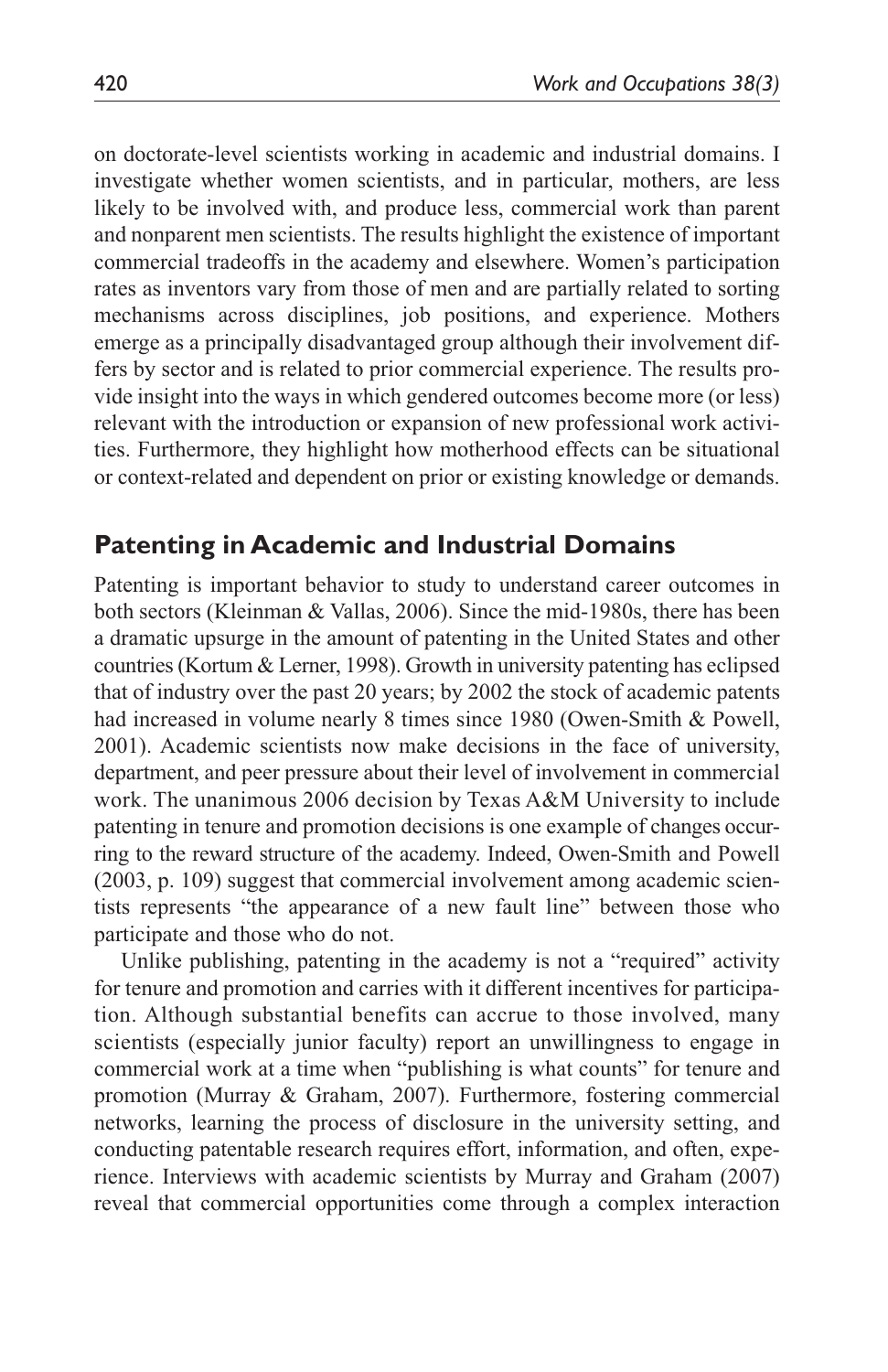on doctorate-level scientists working in academic and industrial domains. I investigate whether women scientists, and in particular, mothers, are less likely to be involved with, and produce less, commercial work than parent and nonparent men scientists. The results highlight the existence of important commercial tradeoffs in the academy and elsewhere. Women's participation rates as inventors vary from those of men and are partially related to sorting mechanisms across disciplines, job positions, and experience. Mothers emerge as a principally disadvantaged group although their involvement differs by sector and is related to prior commercial experience. The results provide insight into the ways in which gendered outcomes become more (or less) relevant with the introduction or expansion of new professional work activities. Furthermore, they highlight how motherhood effects can be situational or context-related and dependent on prior or existing knowledge or demands.

## Patenting in Academic and Industrial Domains

Patenting is important behavior to study to understand career outcomes in both sectors (Kleinman & Vallas, 2006). Since the mid-1980s, there has been a dramatic upsurge in the amount of patenting in the United States and other countries (Kortum & Lerner, 1998). Growth in university patenting has eclipsed that of industry over the past 20 years; by 2002 the stock of academic patents had increased in volume nearly 8 times since 1980 (Owen-Smith & Powell, 2001). Academic scientists now make decisions in the face of university, department, and peer pressure about their level of involvement in commercial work. The unanimous 2006 decision by Texas A&M University to include patenting in tenure and promotion decisions is one example of changes occurring to the reward structure of the academy. Indeed, Owen-Smith and Powell (2003, p. 109) suggest that commercial involvement among academic scientists represents "the appearance of a new fault line" between those who participate and those who do not.

Unlike publishing, patenting in the academy is not a "required" activity for tenure and promotion and carries with it different incentives for participation. Although substantial benefits can accrue to those involved, many scientists (especially junior faculty) report an unwillingness to engage in commercial work at a time when "publishing is what counts" for tenure and promotion (Murray & Graham, 2007). Furthermore, fostering commercial networks, learning the process of disclosure in the university setting, and conducting patentable research requires effort, information, and often, experience. Interviews with academic scientists by Murray and Graham (2007) reveal that commercial opportunities come through a complex interaction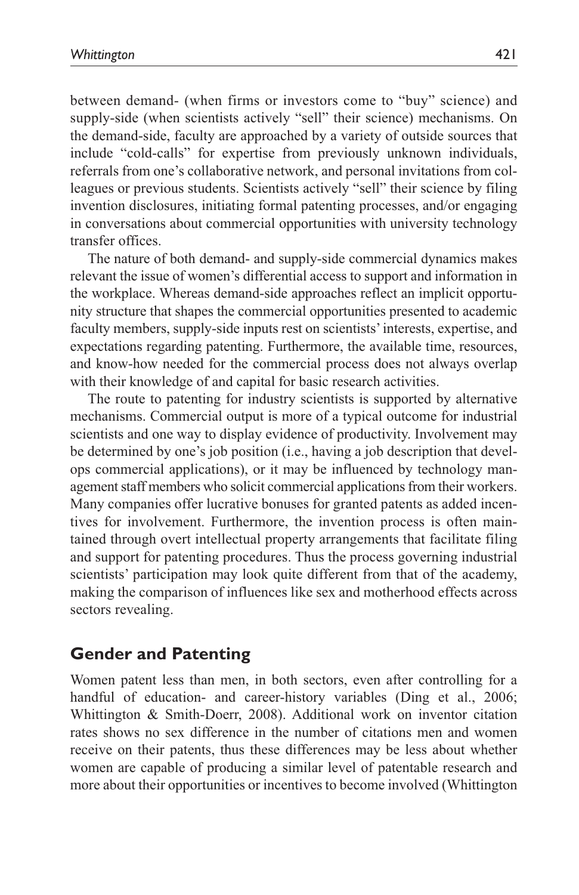between demand- (when firms or investors come to "buy" science) and supply-side (when scientists actively "sell" their science) mechanisms. On the demand-side, faculty are approached by a variety of outside sources that include "cold-calls" for expertise from previously unknown individuals, referrals from one's collaborative network, and personal invitations from colleagues or previous students. Scientists actively "sell" their science by filing invention disclosures, initiating formal patenting processes, and/or engaging in conversations about commercial opportunities with university technology transfer offices.

The nature of both demand- and supply-side commercial dynamics makes relevant the issue of women's differential access to support and information in the workplace. Whereas demand-side approaches reflect an implicit opportunity structure that shapes the commercial opportunities presented to academic faculty members, supply-side inputs rest on scientists' interests, expertise, and expectations regarding patenting. Furthermore, the available time, resources, and know-how needed for the commercial process does not always overlap with their knowledge of and capital for basic research activities.

The route to patenting for industry scientists is supported by alternative mechanisms. Commercial output is more of a typical outcome for industrial scientists and one way to display evidence of productivity. Involvement may be determined by one's job position (i.e., having a job description that develops commercial applications), or it may be influenced by technology management staff members who solicit commercial applications from their workers. Many companies offer lucrative bonuses for granted patents as added incentives for involvement. Furthermore, the invention process is often maintained through overt intellectual property arrangements that facilitate filing and support for patenting procedures. Thus the process governing industrial scientists' participation may look quite different from that of the academy, making the comparison of influences like sex and motherhood effects across sectors revealing.

## Gender and Patenting

Women patent less than men, in both sectors, even after controlling for a handful of education- and career-history variables (Ding et al., 2006; Whittington & Smith-Doerr, 2008). Additional work on inventor citation rates shows no sex difference in the number of citations men and women receive on their patents, thus these differences may be less about whether women are capable of producing a similar level of patentable research and more about their opportunities or incentives to become involved (Whittington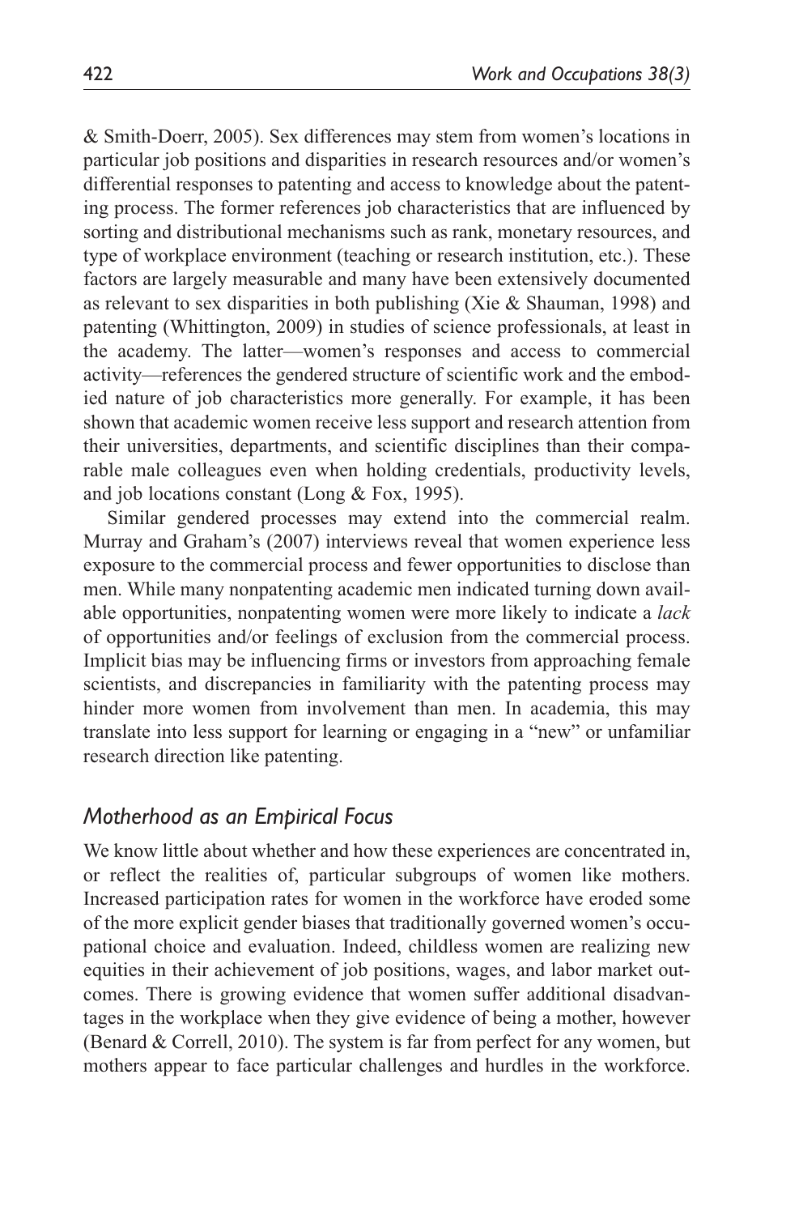& Smith-Doerr, 2005). Sex differences may stem from women's locations in particular job positions and disparities in research resources and/or women's differential responses to patenting and access to knowledge about the patenting process. The former references job characteristics that are influenced by sorting and distributional mechanisms such as rank, monetary resources, and type of workplace environment (teaching or research institution, etc.). These factors are largely measurable and many have been extensively documented as relevant to sex disparities in both publishing (Xie & Shauman, 1998) and patenting (Whittington, 2009) in studies of science professionals, at least in the academy. The latter—women's responses and access to commercial activity—references the gendered structure of scientific work and the embodied nature of job characteristics more generally. For example, it has been shown that academic women receive less support and research attention from their universities, departments, and scientific disciplines than their comparable male colleagues even when holding credentials, productivity levels, and job locations constant (Long & Fox, 1995).

Similar gendered processes may extend into the commercial realm. Murray and Graham's (2007) interviews reveal that women experience less exposure to the commercial process and fewer opportunities to disclose than men. While many nonpatenting academic men indicated turning down available opportunities, nonpatenting women were more likely to indicate a *lack* of opportunities and/or feelings of exclusion from the commercial process. Implicit bias may be influencing firms or investors from approaching female scientists, and discrepancies in familiarity with the patenting process may hinder more women from involvement than men. In academia, this may translate into less support for learning or engaging in a "new" or unfamiliar research direction like patenting.

## *Motherhood as an Empirical Focus*

We know little about whether and how these experiences are concentrated in, or reflect the realities of, particular subgroups of women like mothers. Increased participation rates for women in the workforce have eroded some of the more explicit gender biases that traditionally governed women's occupational choice and evaluation. Indeed, childless women are realizing new equities in their achievement of job positions, wages, and labor market outcomes. There is growing evidence that women suffer additional disadvantages in the workplace when they give evidence of being a mother, however (Benard & Correll, 2010). The system is far from perfect for any women, but mothers appear to face particular challenges and hurdles in the workforce.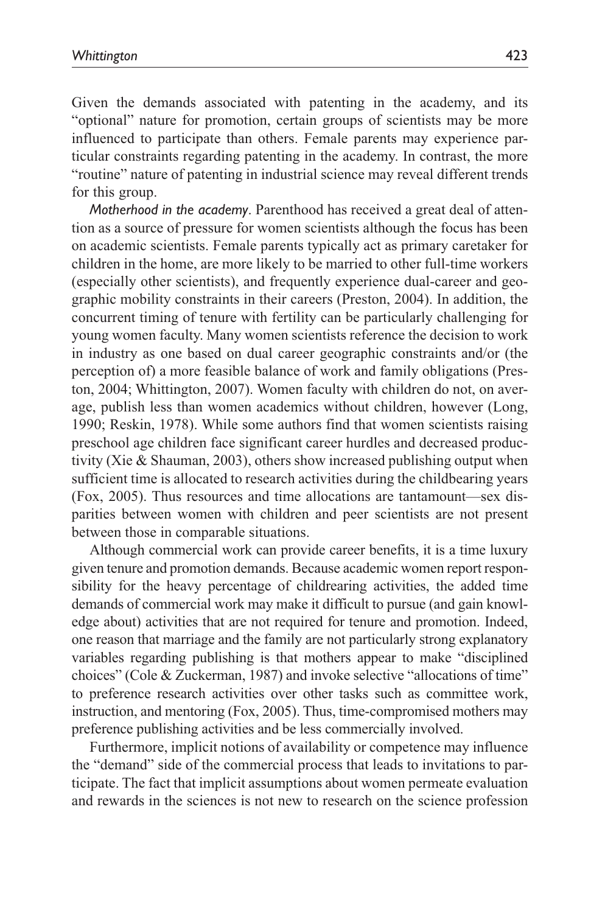Given the demands associated with patenting in the academy, and its "optional" nature for promotion, certain groups of scientists may be more influenced to participate than others. Female parents may experience particular constraints regarding patenting in the academy. In contrast, the more "routine" nature of patenting in industrial science may reveal different trends for this group.

*Motherhood in the academy*. Parenthood has received a great deal of attention as a source of pressure for women scientists although the focus has been on academic scientists. Female parents typically act as primary caretaker for children in the home, are more likely to be married to other full-time workers (especially other scientists), and frequently experience dual-career and geographic mobility constraints in their careers (Preston, 2004). In addition, the concurrent timing of tenure with fertility can be particularly challenging for young women faculty. Many women scientists reference the decision to work in industry as one based on dual career geographic constraints and/or (the perception of) a more feasible balance of work and family obligations (Preston, 2004; Whittington, 2007). Women faculty with children do not, on average, publish less than women academics without children, however (Long, 1990; Reskin, 1978). While some authors find that women scientists raising preschool age children face significant career hurdles and decreased productivity (Xie & Shauman, 2003), others show increased publishing output when sufficient time is allocated to research activities during the childbearing years (Fox, 2005). Thus resources and time allocations are tantamount—sex disparities between women with children and peer scientists are not present between those in comparable situations.

Although commercial work can provide career benefits, it is a time luxury given tenure and promotion demands. Because academic women report responsibility for the heavy percentage of childrearing activities, the added time demands of commercial work may make it difficult to pursue (and gain knowledge about) activities that are not required for tenure and promotion. Indeed, one reason that marriage and the family are not particularly strong explanatory variables regarding publishing is that mothers appear to make "disciplined choices" (Cole & Zuckerman, 1987) and invoke selective "allocations of time" to preference research activities over other tasks such as committee work, instruction, and mentoring (Fox, 2005). Thus, time-compromised mothers may preference publishing activities and be less commercially involved.

Furthermore, implicit notions of availability or competence may influence the "demand" side of the commercial process that leads to invitations to participate. The fact that implicit assumptions about women permeate evaluation and rewards in the sciences is not new to research on the science profession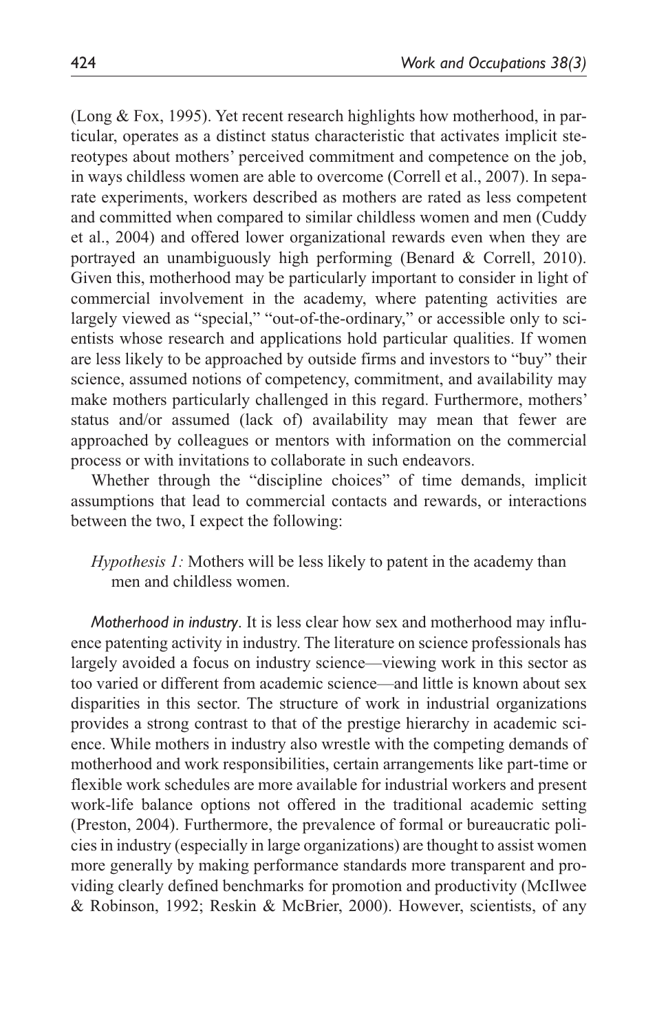(Long & Fox, 1995). Yet recent research highlights how motherhood, in particular, operates as a distinct status characteristic that activates implicit stereotypes about mothers' perceived commitment and competence on the job, in ways childless women are able to overcome (Correll et al., 2007). In separate experiments, workers described as mothers are rated as less competent and committed when compared to similar childless women and men (Cuddy et al., 2004) and offered lower organizational rewards even when they are portrayed an unambiguously high performing (Benard & Correll, 2010). Given this, motherhood may be particularly important to consider in light of commercial involvement in the academy, where patenting activities are largely viewed as "special," "out-of-the-ordinary," or accessible only to scientists whose research and applications hold particular qualities. If women are less likely to be approached by outside firms and investors to "buy" their science, assumed notions of competency, commitment, and availability may make mothers particularly challenged in this regard. Furthermore, mothers' status and/or assumed (lack of) availability may mean that fewer are approached by colleagues or mentors with information on the commercial process or with invitations to collaborate in such endeavors.

Whether through the "discipline choices" of time demands, implicit assumptions that lead to commercial contacts and rewards, or interactions between the two, I expect the following:

> *Hypothesis 1:* Mothers will be less likely to patent in the academy than men and childless women.

*Motherhood in industry*. It is less clear how sex and motherhood may influence patenting activity in industry. The literature on science professionals has largely avoided a focus on industry science—viewing work in this sector as too varied or different from academic science—and little is known about sex disparities in this sector. The structure of work in industrial organizations provides a strong contrast to that of the prestige hierarchy in academic science. While mothers in industry also wrestle with the competing demands of motherhood and work responsibilities, certain arrangements like part-time or flexible work schedules are more available for industrial workers and present work-life balance options not offered in the traditional academic setting (Preston, 2004). Furthermore, the prevalence of formal or bureaucratic policies in industry (especially in large organizations) are thought to assist women more generally by making performance standards more transparent and providing clearly defined benchmarks for promotion and productivity (McIlwee & Robinson, 1992; Reskin & McBrier, 2000). However, scientists, of any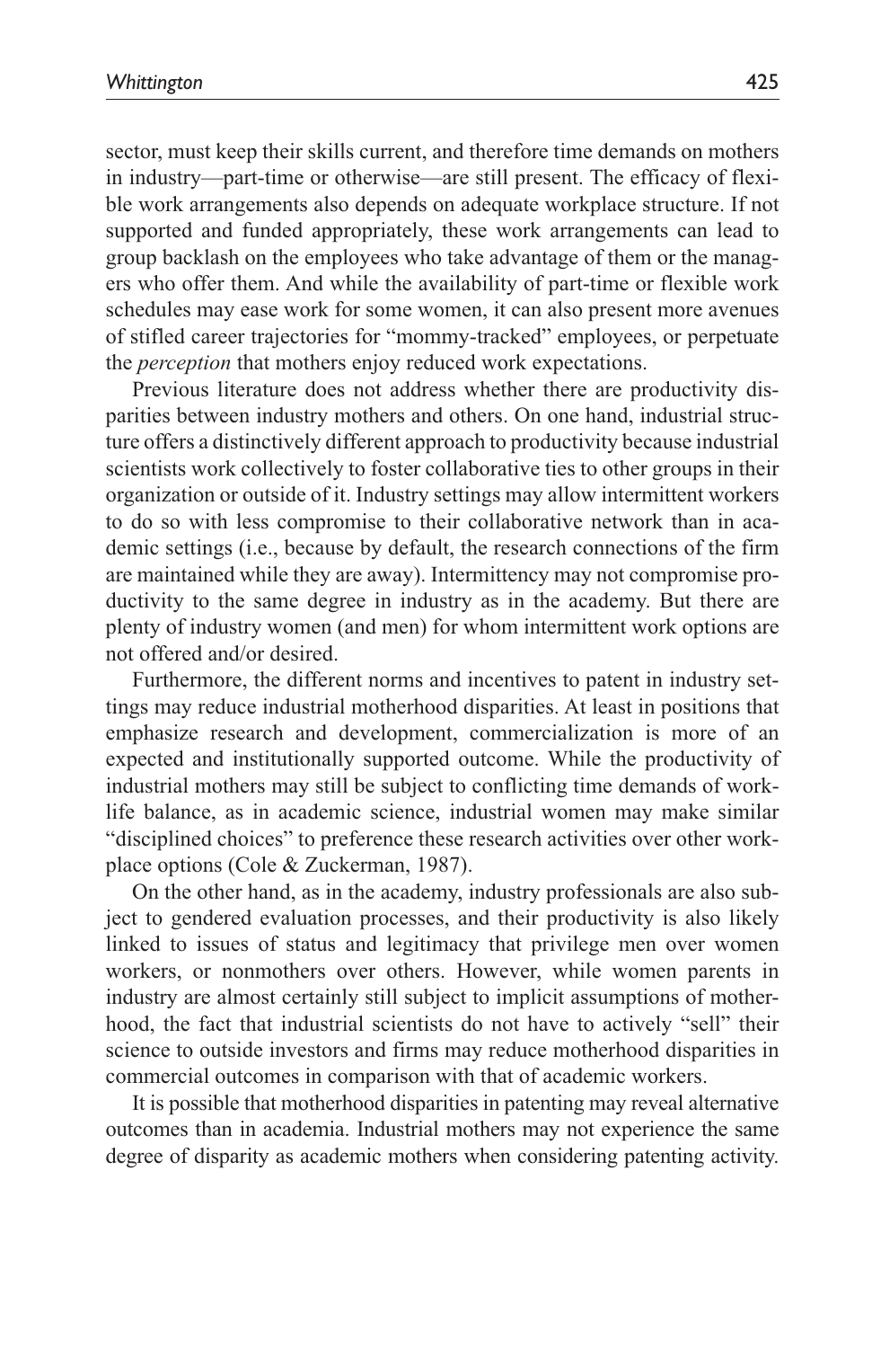sector, must keep their skills current, and therefore time demands on mothers in industry—part-time or otherwise—are still present. The efficacy of flexible work arrangements also depends on adequate workplace structure. If not supported and funded appropriately, these work arrangements can lead to group backlash on the employees who take advantage of them or the managers who offer them. And while the availability of part-time or flexible work schedules may ease work for some women, it can also present more avenues of stifled career trajectories for "mommy-tracked" employees, or perpetuate the *perception* that mothers enjoy reduced work expectations.

Previous literature does not address whether there are productivity disparities between industry mothers and others. On one hand, industrial structure offers a distinctively different approach to productivity because industrial scientists work collectively to foster collaborative ties to other groups in their organization or outside of it. Industry settings may allow intermittent workers to do so with less compromise to their collaborative network than in academic settings (i.e., because by default, the research connections of the firm are maintained while they are away). Intermittency may not compromise productivity to the same degree in industry as in the academy. But there are plenty of industry women (and men) for whom intermittent work options are not offered and/or desired.

Furthermore, the different norms and incentives to patent in industry settings may reduce industrial motherhood disparities. At least in positions that emphasize research and development, commercialization is more of an expected and institutionally supported outcome. While the productivity of industrial mothers may still be subject to conflicting time demands of work-life balance, as in academic science, industrial women may make similar "disciplined choices" to preference these research activities over other workplace options (Cole & Zuckerman, 1987).

On the other hand, as in the academy, industry professionals are also subject to gendered evaluation processes, and their productivity is also likely linked to issues of status and legitimacy that privilege men over women workers, or nonmothers over others. However, while women parents in industry are almost certainly still subject to implicit assumptions of motherhood, the fact that industrial scientists do not have to actively "sell" their science to outside investors and firms may reduce motherhood disparities in commercial outcomes in comparison with that of academic workers.

It is possible that motherhood disparities in patenting may reveal alternative outcomes than in academia. Industrial mothers may not experience the same degree of disparity as academic mothers when considering patenting activity.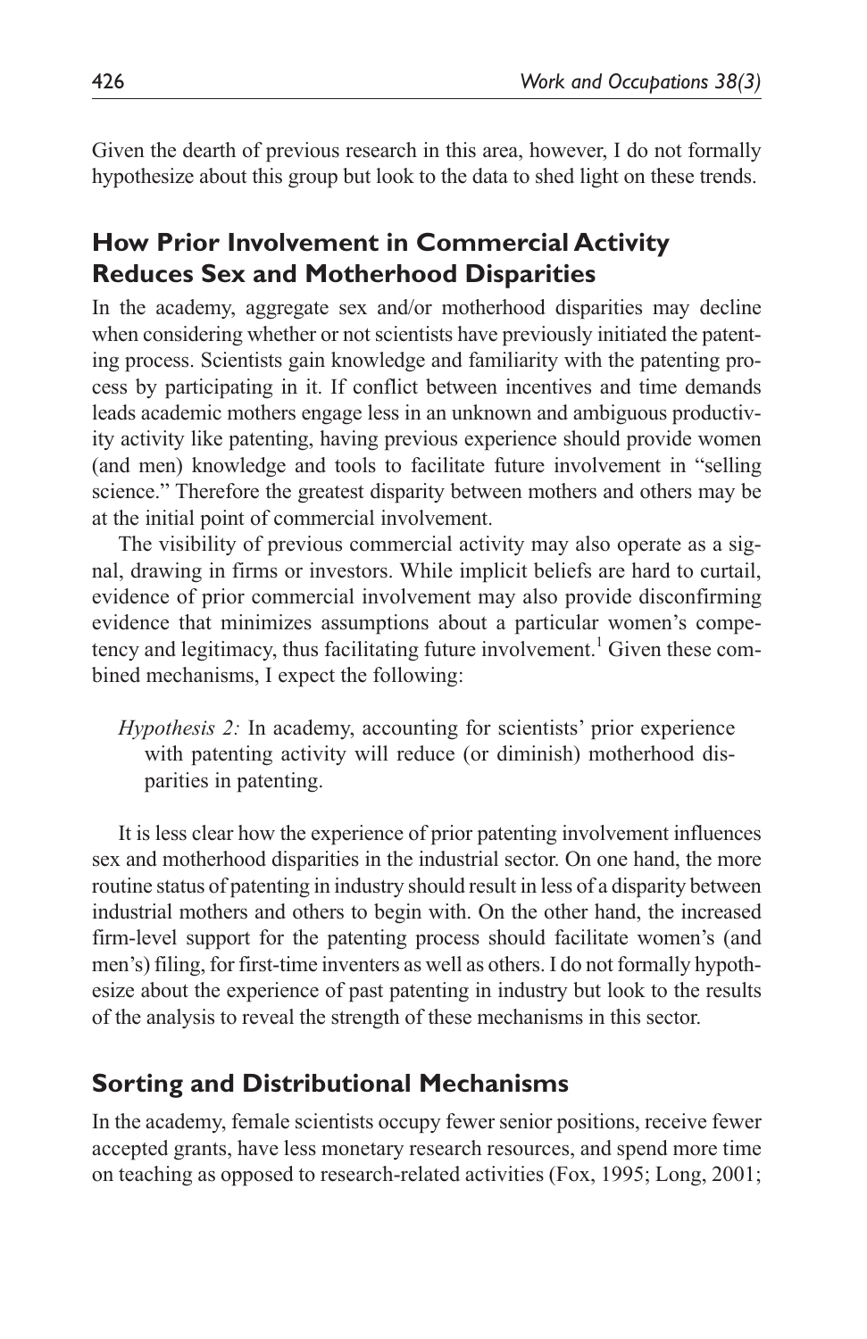Given the dearth of previous research in this area, however, I do not formally hypothesize about this group but look to the data to shed light on these trends.

## How Prior Involvement in Commercial Activity Reduces Sex and Motherhood Disparities

In the academy, aggregate sex and/or motherhood disparities may decline when considering whether or not scientists have previously initiated the patenting process. Scientists gain knowledge and familiarity with the patenting process by participating in it. If conflict between incentives and time demands leads academic mothers engage less in an unknown and ambiguous productivity activity like patenting, having previous experience should provide women (and men) knowledge and tools to facilitate future involvement in "selling science." Therefore the greatest disparity between mothers and others may be at the initial point of commercial involvement.

The visibility of previous commercial activity may also operate as a signal, drawing in firms or investors. While implicit beliefs are hard to curtail, evidence of prior commercial involvement may also provide disconfirming evidence that minimizes assumptions about a particular women's competency and legitimacy, thus facilitating future involvement.[1] Given these combined mechanisms, I expect the following:

> *Hypothesis 2:* In academy, accounting for scientists' prior experience with patenting activity will reduce (or diminish) motherhood disparities in patenting.

It is less clear how the experience of prior patenting involvement influences sex and motherhood disparities in the industrial sector. On one hand, the more routine status of patenting in industry should result in less of a disparity between industrial mothers and others to begin with. On the other hand, the increased firm-level support for the patenting process should facilitate women's (and men's) filing, for first-time inventers as well as others. I do not formally hypothesize about the experience of past patenting in industry but look to the results of the analysis to reveal the strength of these mechanisms in this sector.

## Sorting and Distributional Mechanisms

In the academy, female scientists occupy fewer senior positions, receive fewer accepted grants, have less monetary research resources, and spend more time on teaching as opposed to research-related activities (Fox, 1995; Long, 2001;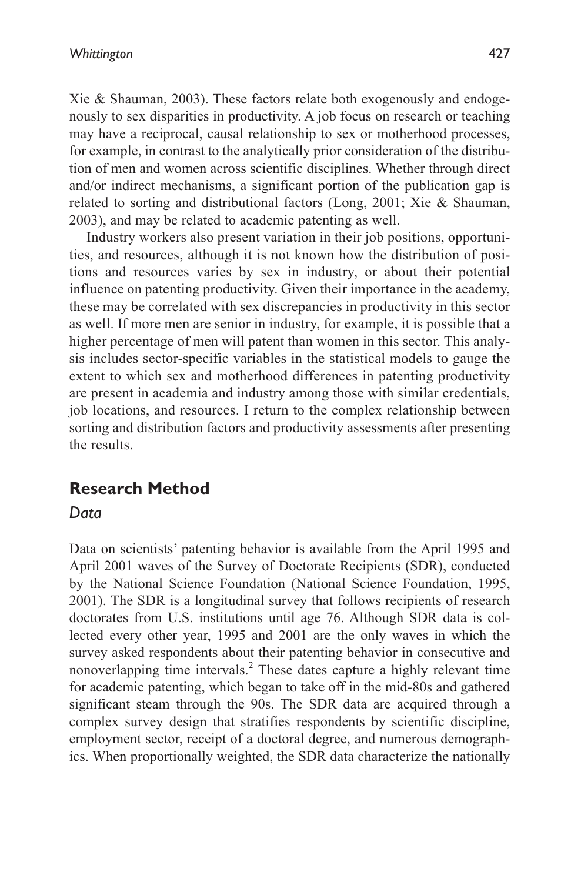Xie & Shauman, 2003). These factors relate both exogenously and endogenously to sex disparities in productivity. A job focus on research or teaching may have a reciprocal, causal relationship to sex or motherhood processes, for example, in contrast to the analytically prior consideration of the distribution of men and women across scientific disciplines. Whether through direct and/or indirect mechanisms, a significant portion of the publication gap is related to sorting and distributional factors (Long, 2001; Xie & Shauman, 2003), and may be related to academic patenting as well.

Industry workers also present variation in their job positions, opportunities, and resources, although it is not known how the distribution of positions and resources varies by sex in industry, or about their potential influence on patenting productivity. Given their importance in the academy, these may be correlated with sex discrepancies in productivity in this sector as well. If more men are senior in industry, for example, it is possible that a higher percentage of men will patent than women in this sector. This analysis includes sector-specific variables in the statistical models to gauge the extent to which sex and motherhood differences in patenting productivity are present in academia and industry among those with similar credentials, job locations, and resources. I return to the complex relationship between sorting and distribution factors and productivity assessments after presenting the results.

## Research Method

### *Data*

Data on scientists' patenting behavior is available from the April 1995 and April 2001 waves of the Survey of Doctorate Recipients (SDR), conducted by the National Science Foundation (National Science Foundation, 1995, 2001). The SDR is a longitudinal survey that follows recipients of research doctorates from U.S. institutions until age 76. Although SDR data is collected every other year, 1995 and 2001 are the only waves in which the survey asked respondents about their patenting behavior in consecutive and nonoverlapping time intervals.[2] These dates capture a highly relevant time for academic patenting, which began to take off in the mid-80s and gathered significant steam through the 90s. The SDR data are acquired through a complex survey design that stratifies respondents by scientific discipline, employment sector, receipt of a doctoral degree, and numerous demographics. When proportionally weighted, the SDR data characterize the nationally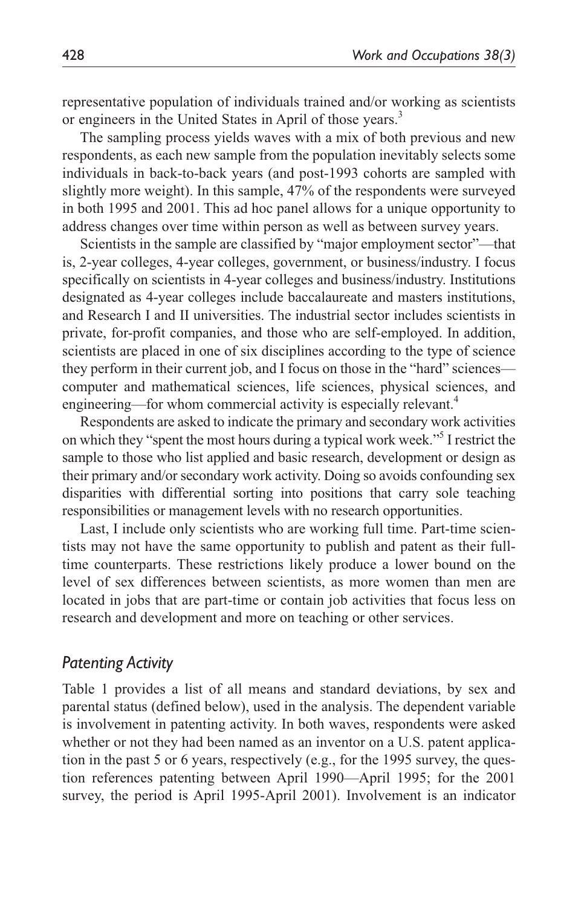representative population of individuals trained and/or working as scientists or engineers in the United States in April of those years.[3]

The sampling process yields waves with a mix of both previous and new respondents, as each new sample from the population inevitably selects some individuals in back-to-back years (and post-1993 cohorts are sampled with slightly more weight). In this sample, 47% of the respondents were surveyed in both 1995 and 2001. This ad hoc panel allows for a unique opportunity to address changes over time within person as well as between survey years.

Scientists in the sample are classified by "major employment sector"—that is, 2-year colleges, 4-year colleges, government, or business/industry. I focus specifically on scientists in 4-year colleges and business/industry. Institutions designated as 4-year colleges include baccalaureate and masters institutions, and Research I and II universities. The industrial sector includes scientists in private, for-profit companies, and those who are self-employed. In addition, scientists are placed in one of six disciplines according to the type of science they perform in their current job, and I focus on those in the "hard" sciences—computer and mathematical sciences, life sciences, physical sciences, and engineering—for whom commercial activity is especially relevant.[4]

Respondents are asked to indicate the primary and secondary work activities on which they "spent the most hours during a typical work week."[5] I restrict the sample to those who list applied and basic research, development or design as their primary and/or secondary work activity. Doing so avoids confounding sex disparities with differential sorting into positions that carry sole teaching responsibilities or management levels with no research opportunities.

Last, I include only scientists who are working full time. Part-time scientists may not have the same opportunity to publish and patent as their full-time counterparts. These restrictions likely produce a lower bound on the level of sex differences between scientists, as more women than men are located in jobs that are part-time or contain job activities that focus less on research and development and more on teaching or other services.

## *Patenting Activity*

Table 1 provides a list of all means and standard deviations, by sex and parental status (defined below), used in the analysis. The dependent variable is involvement in patenting activity. In both waves, respondents were asked whether or not they had been named as an inventor on a U.S. patent application in the past 5 or 6 years, respectively (e.g., for the 1995 survey, the question references patenting between April 1990—April 1995; for the 2001 survey, the period is April 1995-April 2001). Involvement is an indicator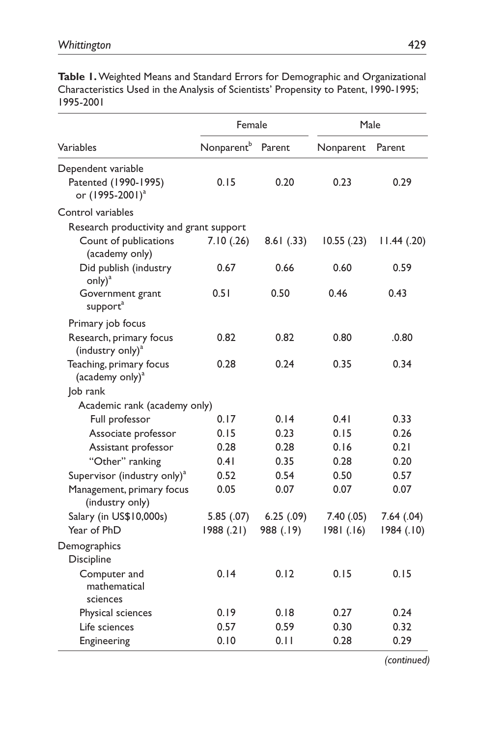**Table 1.** Weighted Means and Standard Errors for Demographic and Organizational Characteristics Used in the Analysis of Scientists' Propensity to Patent, 1990-1995; 1995-2001

| Variables | Female | | Male | |
|---|---|---|---|---|
| | Nonparent[b] | Parent | Nonparent | Parent |
| Dependent variable | | | | |
| Patented (1990-1995) or (1995-2001)[a] | 0.15 | 0.20 | 0.23 | 0.29 |
| Control variables | | | | |
| Research productivity and grant support | | | | |
| Count of publications (academy only) | 7.10 (.26) | 8.61 (.33) | 10.55 (.23) | 11.44 (.20) |
| Did publish (industry only)[a] | 0.67 | 0.66 | 0.60 | 0.59 |
| Government grant support[a] | 0.51 | 0.50 | 0.46 | 0.43 |
| Primary job focus | | | | |
| Research, primary focus (industry only)[a] | 0.82 | 0.82 | 0.80 | .0.80 |
| Teaching, primary focus (academy only)[a] | 0.28 | 0.24 | 0.35 | 0.34 |
| Job rank | | | | |
| Academic rank (academy only) | | | | |
| Full professor | 0.17 | 0.14 | 0.41 | 0.33 |
| Associate professor | 0.15 | 0.23 | 0.15 | 0.26 |
| Assistant professor | 0.28 | 0.28 | 0.16 | 0.21 |
| "Other" ranking | 0.41 | 0.35 | 0.28 | 0.20 |
| Supervisor (industry only)[a] | 0.52 | 0.54 | 0.50 | 0.57 |
| Management, primary focus (industry only) | 0.05 | 0.07 | 0.07 | 0.07 |
| Salary (in US$10,000s) | 5.85 (.07) | 6.25 (.09) | 7.40 (.05) | 7.64 (.04) |
| Year of PhD | 1988 (.21) | 988 (.19) | 1981 (.16) | 1984 (.10) |
| Demographics | | | | |
| Discipline | | | | |
| Computer and mathematical sciences | 0.14 | 0.12 | 0.15 | 0.15 |
| Physical sciences | 0.19 | 0.18 | 0.27 | 0.24 |
| Life sciences | 0.57 | 0.59 | 0.30 | 0.32 |
| Engineering | 0.10 | 0.11 | 0.28 | 0.29 |

*(continued)*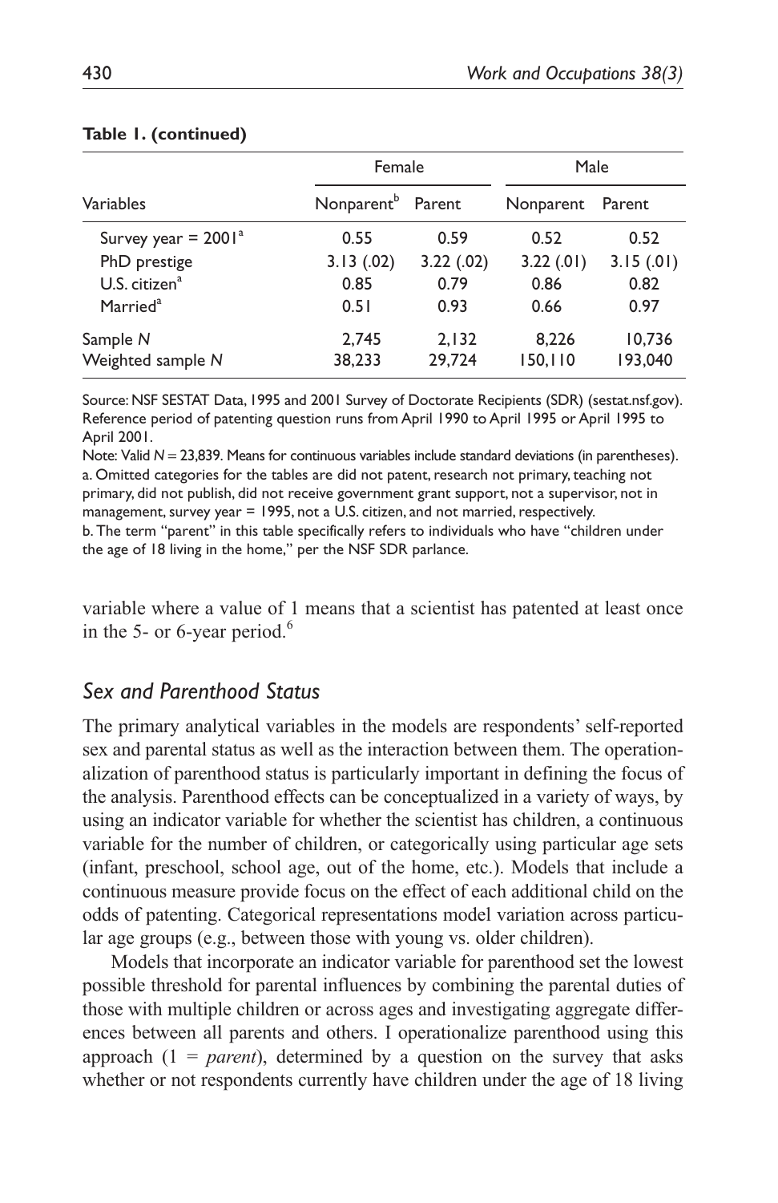**Table 1. (continued)**

| Variables | Female | | Male | |
|---|---|---|---|---|
| | Nonparent[b] | Parent | Nonparent | Parent |
| Survey year = 2001[a] | 0.55 | 0.59 | 0.52 | 0.52 |
| PhD prestige | 3.13 (.02) | 3.22 (.02) | 3.22 (.01) | 3.15 (.01) |
| U.S. citizen[a] | 0.85 | 0.79 | 0.86 | 0.82 |
| Married[a] | 0.51 | 0.93 | 0.66 | 0.97 |
| Sample *N* | 2,745 | 2,132 | 8,226 | 10,736 |
| Weighted sample *N* | 38,233 | 29,724 | 150,110 | 193,040 |

Source: NSF SESTAT Data, 1995 and 2001 Survey of Doctorate Recipients (SDR) (sestat.nsf.gov). Reference period of patenting question runs from April 1990 to April 1995 or April 1995 to April 2001.

Note: Valid *N* = 23,839. Means for continuous variables include standard deviations (in parentheses).

a. Omitted categories for the tables are did not patent, research not primary, teaching not primary, did not publish, did not receive government grant support, not a supervisor, not in management, survey year = 1995, not a U.S. citizen, and not married, respectively.

b. The term "parent" in this table specifically refers to individuals who have "children under the age of 18 living in the home," per the NSF SDR parlance.

variable where a value of 1 means that a scientist has patented at least once in the 5- or 6-year period.[6]

## *Sex and Parenthood Status*

The primary analytical variables in the models are respondents' self-reported sex and parental status as well as the interaction between them. The operationalization of parenthood status is particularly important in defining the focus of the analysis. Parenthood effects can be conceptualized in a variety of ways, by using an indicator variable for whether the scientist has children, a continuous variable for the number of children, or categorically using particular age sets (infant, preschool, school age, out of the home, etc.). Models that include a continuous measure provide focus on the effect of each additional child on the odds of patenting. Categorical representations model variation across particular age groups (e.g., between those with young vs. older children).

Models that incorporate an indicator variable for parenthood set the lowest possible threshold for parental influences by combining the parental duties of those with multiple children or across ages and investigating aggregate differences between all parents and others. I operationalize parenthood using this approach (1 = *parent*), determined by a question on the survey that asks whether or not respondents currently have children under the age of 18 living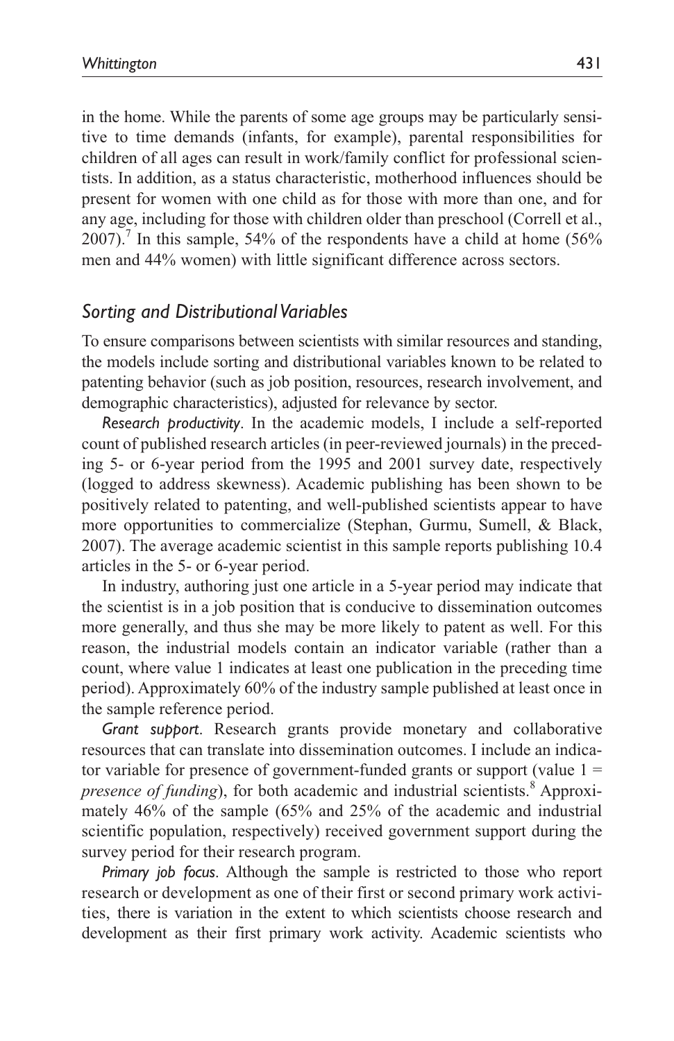in the home. While the parents of some age groups may be particularly sensitive to time demands (infants, for example), parental responsibilities for children of all ages can result in work/family conflict for professional scientists. In addition, as a status characteristic, motherhood influences should be present for women with one child as for those with more than one, and for any age, including for those with children older than preschool (Correll et al., 2007).[7] In this sample, 54% of the respondents have a child at home (56% men and 44% women) with little significant difference across sectors.

## *Sorting and Distributional Variables*

To ensure comparisons between scientists with similar resources and standing, the models include sorting and distributional variables known to be related to patenting behavior (such as job position, resources, research involvement, and demographic characteristics), adjusted for relevance by sector.

*Research productivity*. In the academic models, I include a self-reported count of published research articles (in peer-reviewed journals) in the preceding 5- or 6-year period from the 1995 and 2001 survey date, respectively (logged to address skewness). Academic publishing has been shown to be positively related to patenting, and well-published scientists appear to have more opportunities to commercialize (Stephan, Gurmu, Sumell, & Black, 2007). The average academic scientist in this sample reports publishing 10.4 articles in the 5- or 6-year period.

In industry, authoring just one article in a 5-year period may indicate that the scientist is in a job position that is conducive to dissemination outcomes more generally, and thus she may be more likely to patent as well. For this reason, the industrial models contain an indicator variable (rather than a count, where value 1 indicates at least one publication in the preceding time period). Approximately 60% of the industry sample published at least once in the sample reference period.

*Grant support*. Research grants provide monetary and collaborative resources that can translate into dissemination outcomes. I include an indicator variable for presence of government-funded grants or support (value 1 = *presence of funding*), for both academic and industrial scientists.[8] Approximately 46% of the sample (65% and 25% of the academic and industrial scientific population, respectively) received government support during the survey period for their research program.

*Primary job focus*. Although the sample is restricted to those who report research or development as one of their first or second primary work activities, there is variation in the extent to which scientists choose research and development as their first primary work activity. Academic scientists who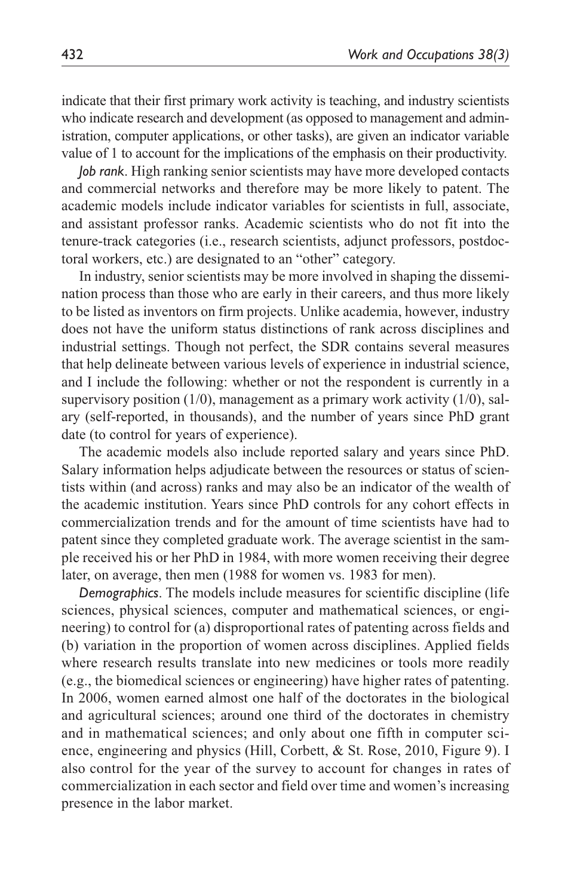indicate that their first primary work activity is teaching, and industry scientists who indicate research and development (as opposed to management and administration, computer applications, or other tasks), are given an indicator variable value of 1 to account for the implications of the emphasis on their productivity.

*Job rank*. High ranking senior scientists may have more developed contacts and commercial networks and therefore may be more likely to patent. The academic models include indicator variables for scientists in full, associate, and assistant professor ranks. Academic scientists who do not fit into the tenure-track categories (i.e., research scientists, adjunct professors, postdoctoral workers, etc.) are designated to an "other" category.

In industry, senior scientists may be more involved in shaping the dissemination process than those who are early in their careers, and thus more likely to be listed as inventors on firm projects. Unlike academia, however, industry does not have the uniform status distinctions of rank across disciplines and industrial settings. Though not perfect, the SDR contains several measures that help delineate between various levels of experience in industrial science, and I include the following: whether or not the respondent is currently in a supervisory position (1/0), management as a primary work activity (1/0), salary (self-reported, in thousands), and the number of years since PhD grant date (to control for years of experience).

The academic models also include reported salary and years since PhD. Salary information helps adjudicate between the resources or status of scientists within (and across) ranks and may also be an indicator of the wealth of the academic institution. Years since PhD controls for any cohort effects in commercialization trends and for the amount of time scientists have had to patent since they completed graduate work. The average scientist in the sample received his or her PhD in 1984, with more women receiving their degree later, on average, then men (1988 for women vs. 1983 for men).

*Demographics*. The models include measures for scientific discipline (life sciences, physical sciences, computer and mathematical sciences, or engineering) to control for (a) disproportional rates of patenting across fields and (b) variation in the proportion of women across disciplines. Applied fields where research results translate into new medicines or tools more readily (e.g., the biomedical sciences or engineering) have higher rates of patenting. In 2006, women earned almost one half of the doctorates in the biological and agricultural sciences; around one third of the doctorates in chemistry and in mathematical sciences; and only about one fifth in computer science, engineering and physics (Hill, Corbett, & St. Rose, 2010, Figure 9). I also control for the year of the survey to account for changes in rates of commercialization in each sector and field over time and women's increasing presence in the labor market.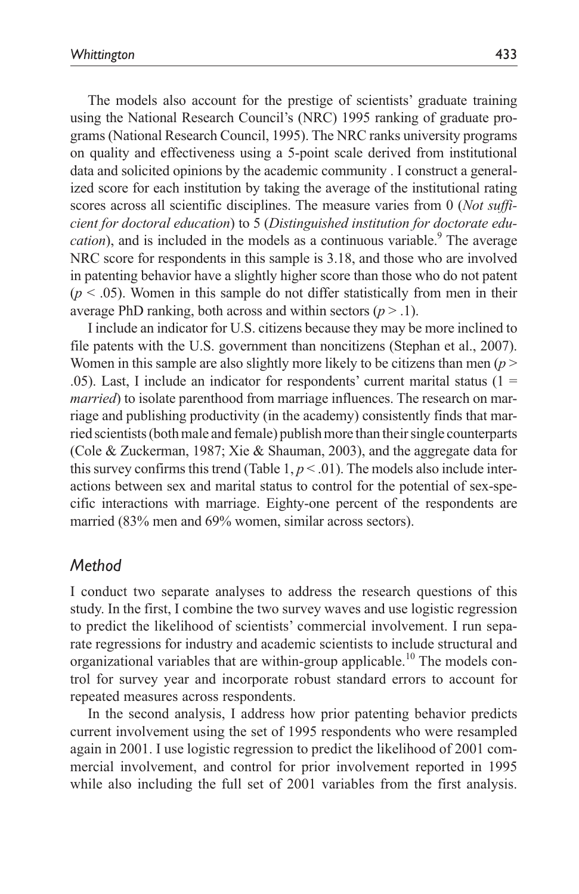The models also account for the prestige of scientists' graduate training using the National Research Council's (NRC) 1995 ranking of graduate programs (National Research Council, 1995). The NRC ranks university programs on quality and effectiveness using a 5-point scale derived from institutional data and solicited opinions by the academic community . I construct a generalized score for each institution by taking the average of the institutional rating scores across all scientific disciplines. The measure varies from 0 (*Not sufficient for doctoral education*) to 5 (*Distinguished institution for doctorate education*), and is included in the models as a continuous variable.[9] The average NRC score for respondents in this sample is 3.18, and those who are involved in patenting behavior have a slightly higher score than those who do not patent ($p < .05$). Women in this sample do not differ statistically from men in their average PhD ranking, both across and within sectors ($p > .1$).

I include an indicator for U.S. citizens because they may be more inclined to file patents with the U.S. government than noncitizens (Stephan et al., 2007). Women in this sample are also slightly more likely to be citizens than men ($p > .05$). Last, I include an indicator for respondents' current marital status (1 = *married*) to isolate parenthood from marriage influences. The research on marriage and publishing productivity (in the academy) consistently finds that married scientists (both male and female) publish more than their single counterparts (Cole & Zuckerman, 1987; Xie & Shauman, 2003), and the aggregate data for this survey confirms this trend (Table 1, $p < .01$). The models also include interactions between sex and marital status to control for the potential of sex-specific interactions with marriage. Eighty-one percent of the respondents are married (83% men and 69% women, similar across sectors).

## *Method*

I conduct two separate analyses to address the research questions of this study. In the first, I combine the two survey waves and use logistic regression to predict the likelihood of scientists' commercial involvement. I run separate regressions for industry and academic scientists to include structural and organizational variables that are within-group applicable.[10] The models control for survey year and incorporate robust standard errors to account for repeated measures across respondents.

In the second analysis, I address how prior patenting behavior predicts current involvement using the set of 1995 respondents who were resampled again in 2001. I use logistic regression to predict the likelihood of 2001 commercial involvement, and control for prior involvement reported in 1995 while also including the full set of 2001 variables from the first analysis.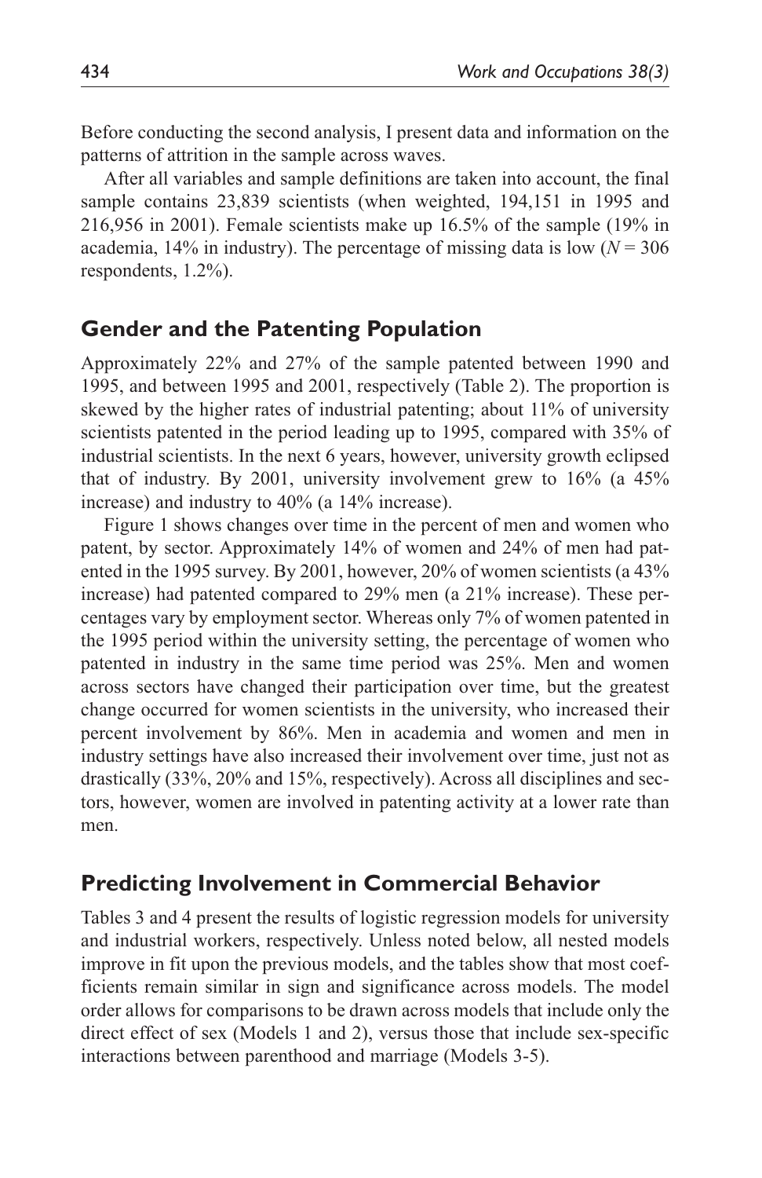Before conducting the second analysis, I present data and information on the patterns of attrition in the sample across waves.

After all variables and sample definitions are taken into account, the final sample contains 23,839 scientists (when weighted, 194,151 in 1995 and 216,956 in 2001). Female scientists make up 16.5% of the sample (19% in academia, 14% in industry). The percentage of missing data is low ($N = 306$ respondents, 1.2%).

## Gender and the Patenting Population

Approximately 22% and 27% of the sample patented between 1990 and 1995, and between 1995 and 2001, respectively (Table 2). The proportion is skewed by the higher rates of industrial patenting; about 11% of university scientists patented in the period leading up to 1995, compared with 35% of industrial scientists. In the next 6 years, however, university growth eclipsed that of industry. By 2001, university involvement grew to 16% (a 45% increase) and industry to 40% (a 14% increase).

Figure 1 shows changes over time in the percent of men and women who patent, by sector. Approximately 14% of women and 24% of men had patented in the 1995 survey. By 2001, however, 20% of women scientists (a 43% increase) had patented compared to 29% men (a 21% increase). These percentages vary by employment sector. Whereas only 7% of women patented in the 1995 period within the university setting, the percentage of women who patented in industry in the same time period was 25%. Men and women across sectors have changed their participation over time, but the greatest change occurred for women scientists in the university, who increased their percent involvement by 86%. Men in academia and women and men in industry settings have also increased their involvement over time, just not as drastically (33%, 20% and 15%, respectively). Across all disciplines and sectors, however, women are involved in patenting activity at a lower rate than men.

## Predicting Involvement in Commercial Behavior

Tables 3 and 4 present the results of logistic regression models for university and industrial workers, respectively. Unless noted below, all nested models improve in fit upon the previous models, and the tables show that most coefficients remain similar in sign and significance across models. The model order allows for comparisons to be drawn across models that include only the direct effect of sex (Models 1 and 2), versus those that include sex-specific interactions between parenthood and marriage (Models 3-5).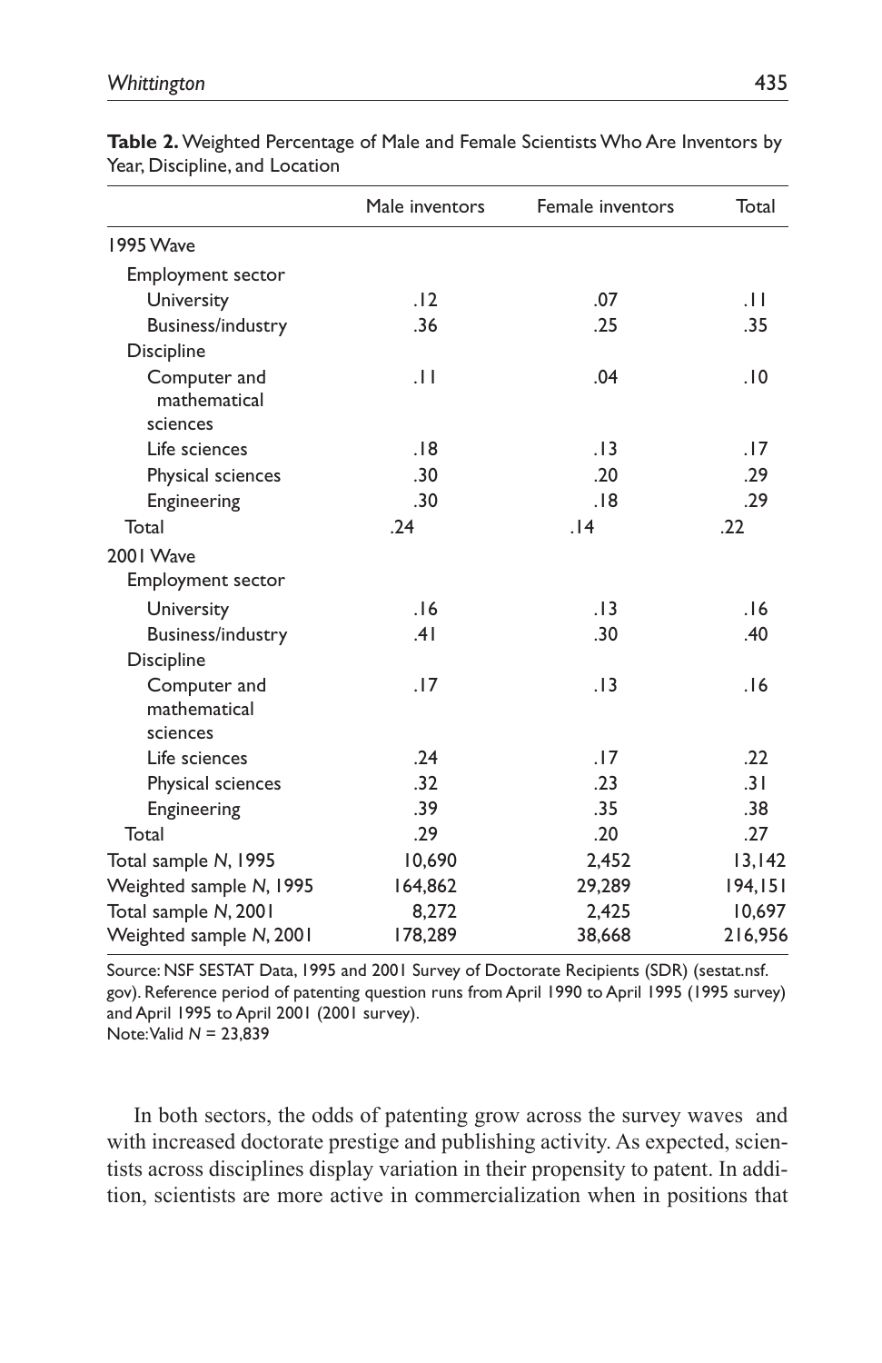**Table 2.** Weighted Percentage of Male and Female Scientists Who Are Inventors by Year, Discipline, and Location

| | Male inventors | Female inventors | Total |
|---|---|---|---|
| 1995 Wave | | | |
| Employment sector | | | |
| University | .12 | .07 | .11 |
| Business/industry | .36 | .25 | .35 |
| Discipline | | | |
| Computer and mathematical sciences | .11 | .04 | .10 |
| Life sciences | .18 | .13 | .17 |
| Physical sciences | .30 | .20 | .29 |
| Engineering | .30 | .18 | .29 |
| Total | .24 | .14 | .22 |
| 2001 Wave | | | |
| Employment sector | | | |
| University | .16 | .13 | .16 |
| Business/industry | .41 | .30 | .40 |
| Discipline | | | |
| Computer and mathematical sciences | .17 | .13 | .16 |
| Life sciences | .24 | .17 | .22 |
| Physical sciences | .32 | .23 | .31 |
| Engineering | .39 | .35 | .38 |
| Total | .29 | .20 | .27 |
| Total sample *N*, 1995 | 10,690 | 2,452 | 13,142 |
| Weighted sample *N*, 1995 | 164,862 | 29,289 | 194,151 |
| Total sample *N*, 2001 | 8,272 | 2,425 | 10,697 |
| Weighted sample *N*, 2001 | 178,289 | 38,668 | 216,956 |

Source: NSF SESTAT Data, 1995 and 2001 Survey of Doctorate Recipients (SDR) (sestat.nsf.gov). Reference period of patenting question runs from April 1990 to April 1995 (1995 survey) and April 1995 to April 2001 (2001 survey).
Note: Valid *N* = 23,839

In both sectors, the odds of patenting grow across the survey waves and with increased doctorate prestige and publishing activity. As expected, scientists across disciplines display variation in their propensity to patent. In addition, scientists are more active in commercialization when in positions that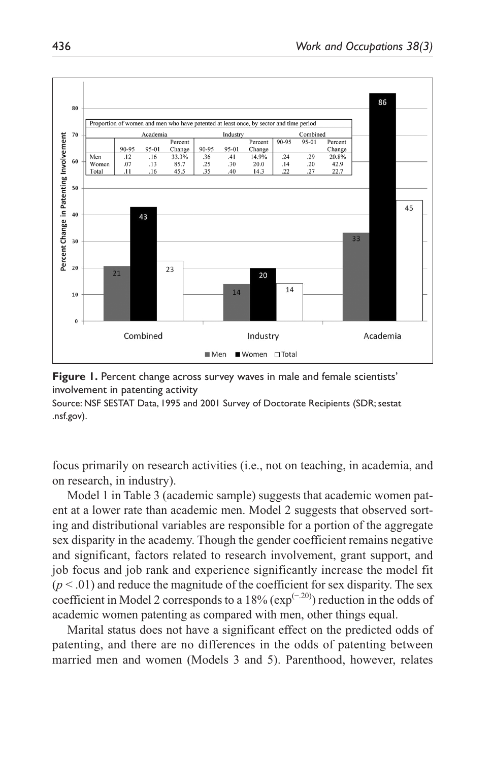| Proportion of women and men who have patented at least once, by sector and time period | | | | | | | | | |
|---|---|---|---|---|---|---|---|---|---|
| | Academia | | | Industry | | | Combined | | |
| | 90-95 | 95-01 | Percent Change | 90-95 | 95-01 | Percent Change | 90-95 | 95-01 | Percent Change |
| Men | .12 | .16 | 33.3% | .36 | .41 | 14.9% | .24 | .29 | 20.8% |
| Women | .07 | .13 | 85.7 | .25 | .30 | 20.0 | .14 | .20 | 42.9 |
| Total | .11 | .16 | 45.5 | .35 | .40 | 14.3 | .22 | .27 | 22.7 |

**Figure 1.** Percent change across survey waves in male and female scientists' involvement in patenting activity

Source: NSF SESTAT Data, 1995 and 2001 Survey of Doctorate Recipients (SDR; sestat .nsf.gov).

focus primarily on research activities (i.e., not on teaching, in academia, and on research, in industry).

Model 1 in Table 3 (academic sample) suggests that academic women patent at a lower rate than academic men. Model 2 suggests that observed sorting and distributional variables are responsible for a portion of the aggregate sex disparity in the academy. Though the gender coefficient remains negative and significant, factors related to research involvement, grant support, and job focus and job rank and experience significantly increase the model fit ($p < .01$) and reduce the magnitude of the coefficient for sex disparity. The sex coefficient in Model 2 corresponds to a 18% ($\exp^{(-.20)}$) reduction in the odds of academic women patenting as compared with men, other things equal.

Marital status does not have a significant effect on the predicted odds of patenting, and there are no differences in the odds of patenting between married men and women (Models 3 and 5). Parenthood, however, relates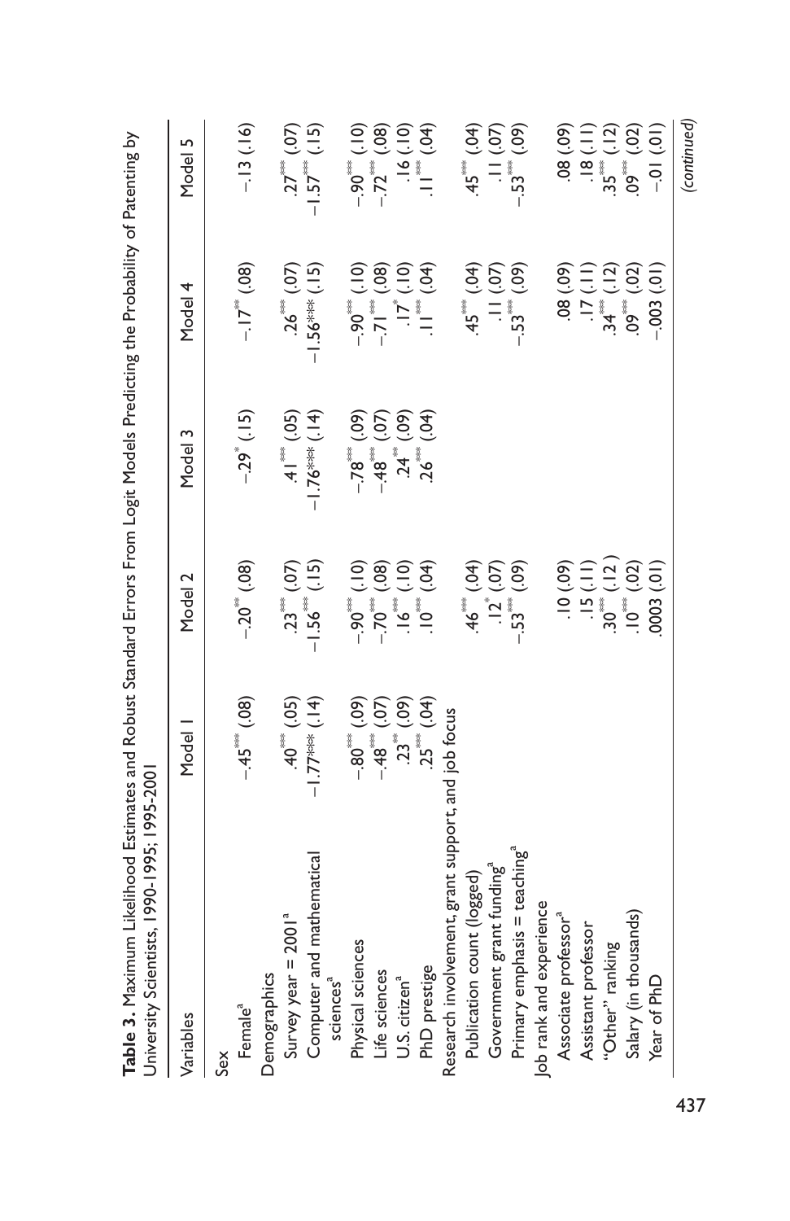**Table 3.** Maximum Likelihood Estimates and Robust Standard Errors From Logit Models Predicting the Probability of Patenting by University Scientists, 1990-1995; 1995-2001

| Variables | Model 1 | Model 2 | Model 3 | Model 4 | Model 5 |
|---|---|---|---|---|---|
| Sex | | | | | |
| Female[a] | −.45*** (.08) | −.20** (.08) | −.29* (.15) | −.17** (.08) | −.13 (.16) |
| Demographics | | | | | |
| Survey year = 2001[a] | .40*** (.05) | .23*** (.07) | .41*** (.05) | .26*** (.07) | .27*** (.07) |
| Computer and mathematical sciences[a] | −1.77*** (.14) | −1.56*** (.15) | −1.76*** (.14) | −1.56*** (.15) | −1.57*** (.15) |
| Physical sciences | −.80*** (.09) | −.90*** (.10) | −.78*** (.09) | −.90*** (.10) | −.90*** (.10) |
| Life sciences | −.48*** (.07) | −.70*** (.08) | −.48*** (.07) | −.71*** (.08) | −.72*** (.08) |
| U.S. citizen[a] | .23** (.09) | .16*** (.10) | .24** (.09) | .17* (.10) | .16 (.10) |
| PhD prestige | .25*** (.04) | .10*** (.04) | .26*** (.04) | .11*** (.04) | .11*** (.04) |
| Research involvement, grant support, and job focus | | | | | |
| Publication count (logged) | | .46*** (.04) | | .45*** (.04) | .45*** (.04) |
| Government grant funding[a] | | .12* (.07) | | .11 (.07) | .11 (.07) |
| Primary emphasis = teaching[a] | | −.53*** (.09) | | −.53*** (.09) | −.53*** (.09) |
| Job rank and experience | | | | | |
| Associate professor[a] | | .10 (.09) | | .08 (.09) | .08 (.09) |
| Assistant professor | | .15 (.11) | | .17 (.11) | .18 (.11) |
| "Other" ranking | | .30*** (.12) | | .34*** (.12) | .35*** (.12) |
| Salary (in thousands) | | .10*** (.02) | | .09*** (.02) | .09*** (.02) |
| Year of PhD | | .0003 (.01) | | −.003 (.01) | −.01 (.01) |

(continued)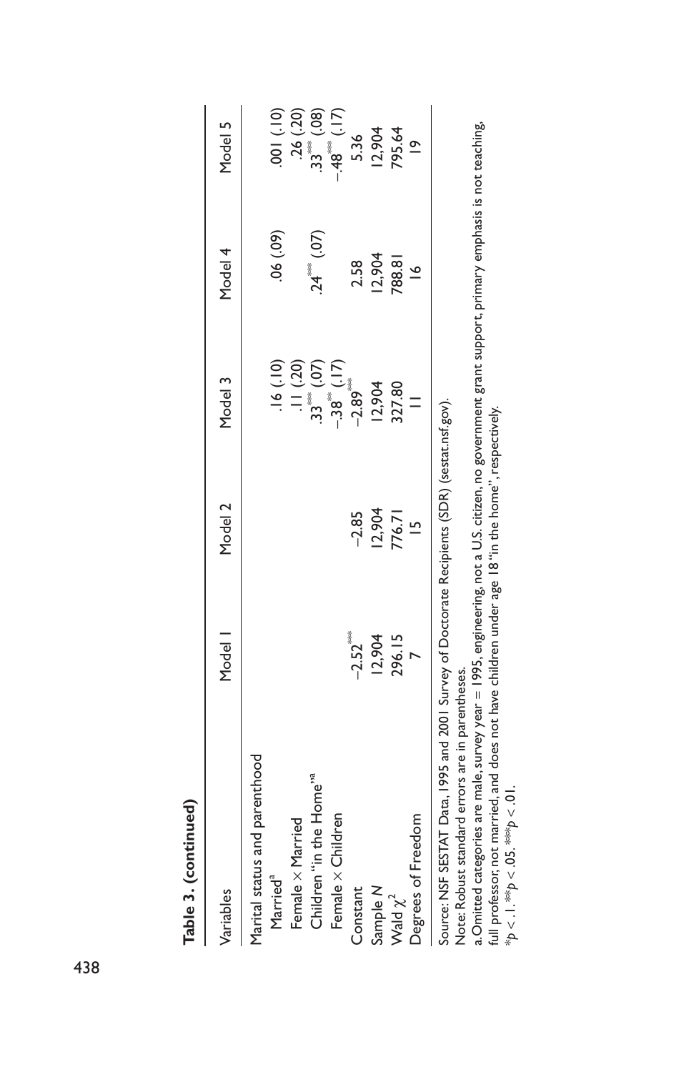**Table 3. (continued)**

| Variables | Model 1 | Model 2 | Model 3 | Model 4 | Model 5 |
|---|---|---|---|---|---|
| Marital status and parenthood | | | | | |
| Married[a] | | | .16 (.10) | .06 (.09) | .001 (.10) |
| Female × Married | | | .11 (.20) | | .26 (.20) |
| Children "in the Home"[a] | | | .33*** (.07) | .24*** (.07) | .33*** (.08) |
| Female × Children | | | −.38** (.17) | | −.48*** (.17) |
| Constant | −2.52*** | −2.85 | −2.89*** | 2.58 | 5.36 |
| Sample $N$ | 12,904 | 12,904 | 12,904 | 12,904 | 12,904 |
| Wald $\chi^2$ | 296.15 | 776.71 | 327.80 | 788.81 | 795.64 |
| Degrees of Freedom | 7 | 15 | 11 | 16 | 19 |

Source: NSF SESTAT Data, 1995 and 2001 Survey of Doctorate Recipients (SDR) (sestat.nsf.gov).

Note: Robust standard errors are in parentheses.

a. Omitted categories are male, survey year = 1995, engineering, not a U.S. citizen, no government grant support, primary emphasis is not teaching, full professor, not married, and does not have children under age 18 "in the home", respectively.

*$p < .1$. **$p < .05$. ***$p < .01$.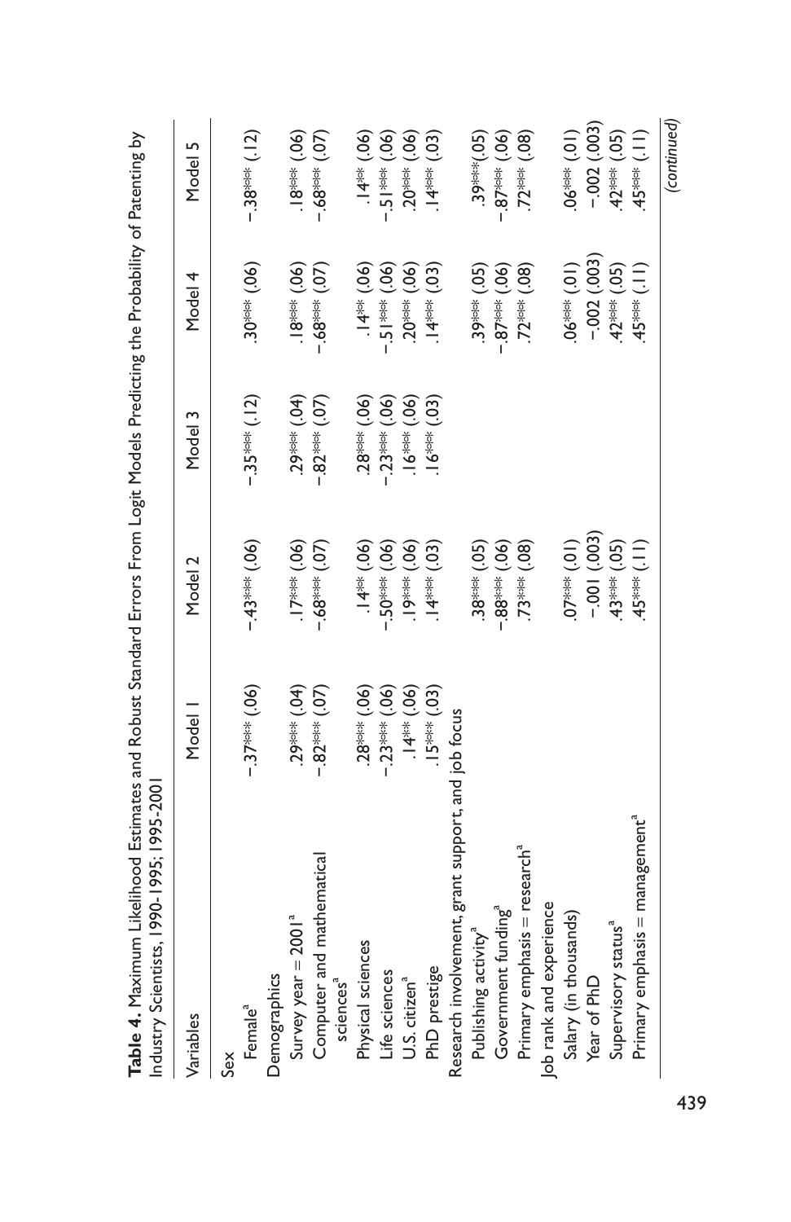**Table 4.** Maximum Likelihood Estimates and Robust Standard Errors From Logit Models Predicting the Probability of Patenting by Industry Scientists, 1990-1995; 1995-2001

| Variables | Model 1 | Model 2 | Model 3 | Model 4 | Model 5 |
|---|---|---|---|---|---|
| Sex | | | | | |
| Female[a] | −.37*** (.06) | −.43*** (.06) | −.35*** (.12) | .30*** (.06) | −.38*** (.12) |
| Demographics | | | | | |
| Survey year = 2001[a] | .29*** (.04) | .17*** (.06) | .29*** (.04) | .18*** (.06) | .18*** (.06) |
| Computer and mathematical sciences[a] | −.82*** (.07) | −.68*** (.07) | −.82*** (.07) | −.68*** (.07) | −.68*** (.07) |
| Physical sciences | .28*** (.06) | .14** (.06) | .28*** (.06) | .14** (.06) | .14** (.06) |
| Life sciences | −.23*** (.06) | −.50*** (.06) | −.23*** (.06) | −.51*** (.06) | −.51*** (.06) |
| U.S. citizen[a] | .14** (.06) | .19*** (.06) | .16*** (.06) | .20*** (.06) | .20*** (.06) |
| PhD prestige | .15*** (.03) | .14*** (.03) | .16*** (.03) | .14*** (.03) | .14*** (.03) |
| Research involvement, grant support, and job focus | | | | | |
| Publishing activity[a] | | .38*** (.05) | | .39*** (.05) | .39***(.05) |
| Government funding[a] | | −.88*** (.06) | | −.87*** (.06) | −.87*** (.06) |
| Primary emphasis = research[a] | | .73*** (.08) | | .72*** (.08) | .72*** (.08) |
| Job rank and experience | | | | | |
| Salary (in thousands) | | .07*** (.01) | | .06*** (.01) | .06*** (.01) |
| Year of PhD | | −.001 (.003) | | −.002 (.003) | −.002 (.003) |
| Supervisory status[a] | | .43*** (.05) | | .42*** (.05) | .42*** (.05) |
| Primary emphasis = management[a] | | .45*** (.11) | | .45*** (.11) | .45*** (.11) |

(continued)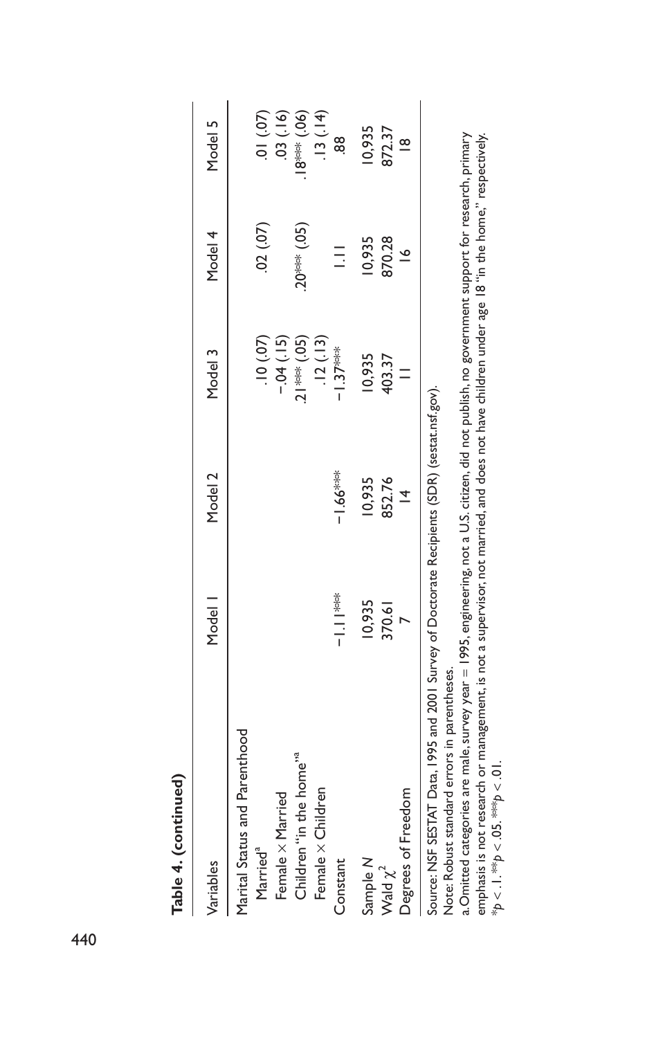**Table 4. (continued)**

| Variables | Model 1 | Model 2 | Model 3 | Model 4 | Model 5 |
|---|---|---|---|---|---|
| Marital Status and Parenthood | | | | | |
| Married[a] | | | .10 (.07) | .02 (.07) | .01 (.07) |
| Female × Married | | | −.04 (.15) | | .03 (.16) |
| Children "in the home"[a] | | | .21*** (.05) | .20*** (.05) | .18*** (.06) |
| Female × Children | | | .12 (.13) | | .13 (.14) |
| Constant | −1.11*** | −1.66*** | −1.37*** | 1.11 | .88 |
| Sample $N$ | 10,935 | 10,935 | 10,935 | 10,935 | 10,935 |
| Wald $\chi^2$ | 370.61 | 852.76 | 403.37 | 870.28 | 872.37 |
| Degrees of Freedom | 7 | 14 | 11 | 16 | 18 |

Source: NSF SESTAT Data, 1995 and 2001 Survey of Doctorate Recipients (SDR) (sestat.nsf.gov).

Note: Robust standard errors in parentheses.

a. Omitted categories are male, survey year = 1995, engineering, not a U.S. citizen, did not publish, no government support for research, primary emphasis is not research or management, is not a supervisor, not married, and does not have children under age 18 "in the home," respectively.

*$p < .1$. **$p < .05$. ***$p < .01$.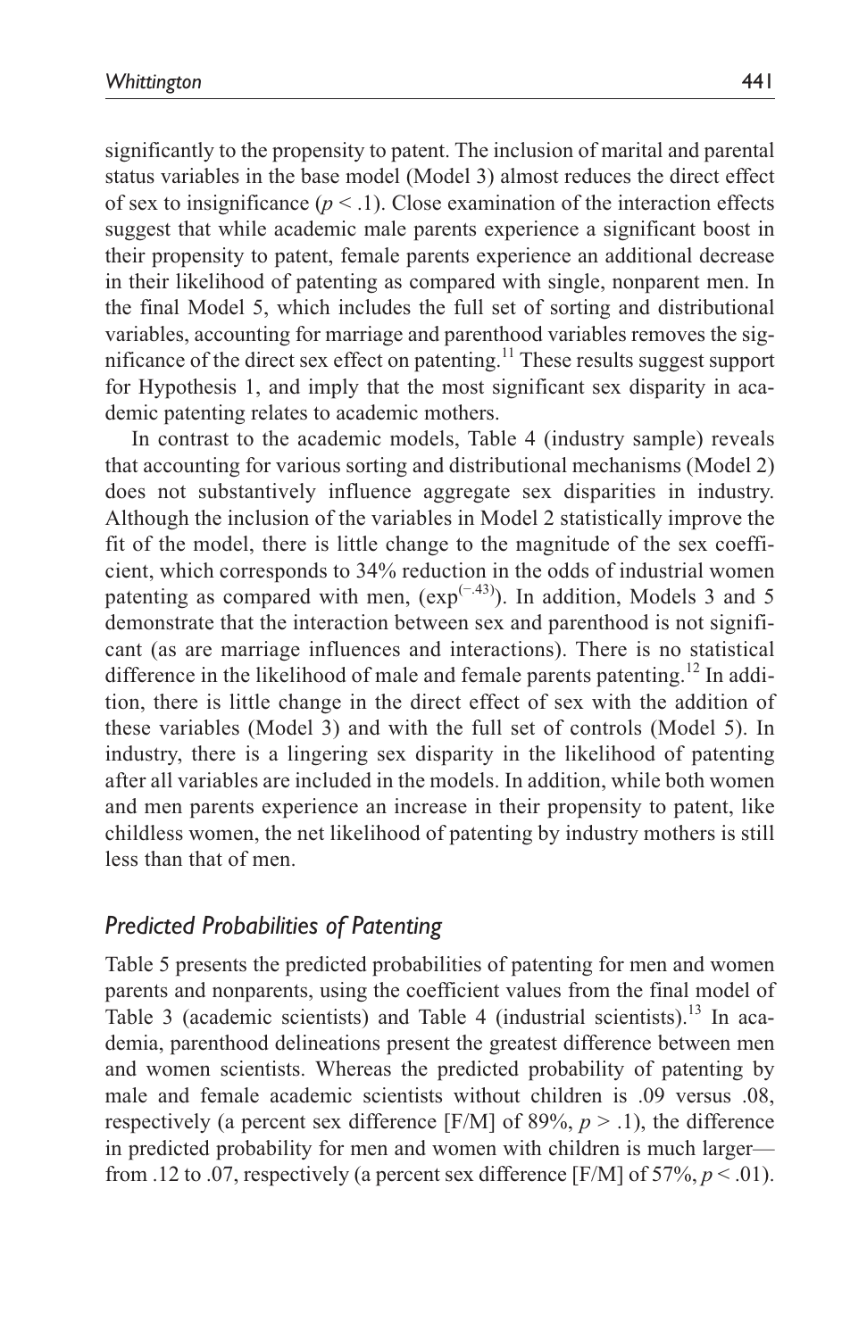significantly to the propensity to patent. The inclusion of marital and parental status variables in the base model (Model 3) almost reduces the direct effect of sex to insignificance ($p < .1$). Close examination of the interaction effects suggest that while academic male parents experience a significant boost in their propensity to patent, female parents experience an additional decrease in their likelihood of patenting as compared with single, nonparent men. In the final Model 5, which includes the full set of sorting and distributional variables, accounting for marriage and parenthood variables removes the significance of the direct sex effect on patenting.[11] These results suggest support for Hypothesis 1, and imply that the most significant sex disparity in academic patenting relates to academic mothers.

In contrast to the academic models, Table 4 (industry sample) reveals that accounting for various sorting and distributional mechanisms (Model 2) does not substantively influence aggregate sex disparities in industry. Although the inclusion of the variables in Model 2 statistically improve the fit of the model, there is little change to the magnitude of the sex coefficient, which corresponds to 34% reduction in the odds of industrial women patenting as compared with men, ($\exp^{(-.43)}$). In addition, Models 3 and 5 demonstrate that the interaction between sex and parenthood is not significant (as are marriage influences and interactions). There is no statistical difference in the likelihood of male and female parents patenting.[12] In addition, there is little change in the direct effect of sex with the addition of these variables (Model 3) and with the full set of controls (Model 5). In industry, there is a lingering sex disparity in the likelihood of patenting after all variables are included in the models. In addition, while both women and men parents experience an increase in their propensity to patent, like childless women, the net likelihood of patenting by industry mothers is still less than that of men.

## *Predicted Probabilities of Patenting*

Table 5 presents the predicted probabilities of patenting for men and women parents and nonparents, using the coefficient values from the final model of Table 3 (academic scientists) and Table 4 (industrial scientists).[13] In academia, parenthood delineations present the greatest difference between men and women scientists. Whereas the predicted probability of patenting by male and female academic scientists without children is .09 versus .08, respectively (a percent sex difference [F/M] of 89%, $p > .1$), the difference in predicted probability for men and women with children is much larger—from .12 to .07, respectively (a percent sex difference [F/M] of 57%, $p < .01$).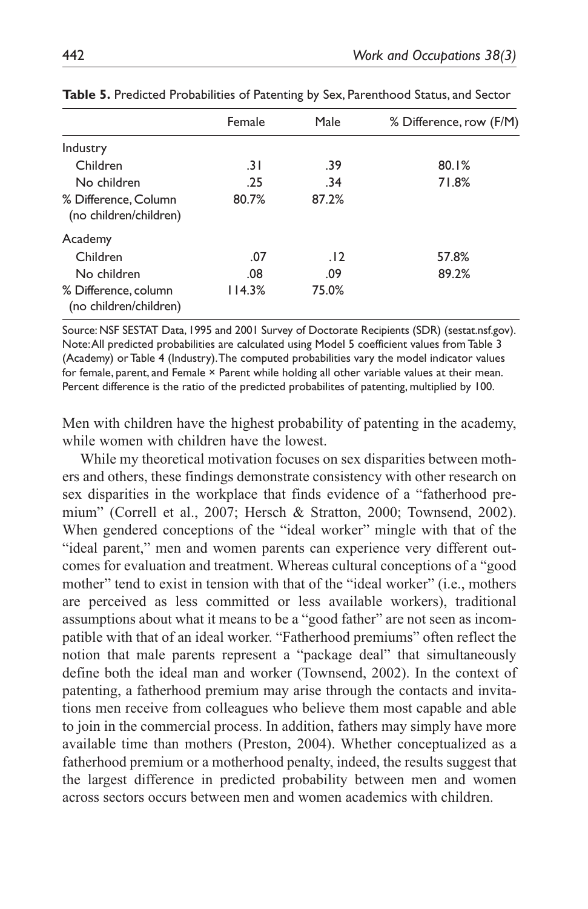**Table 5.** Predicted Probabilities of Patenting by Sex, Parenthood Status, and Sector

| | Female | Male | % Difference, row (F/M) |
|---|---|---|---|
| Industry | | | |
| Children | .31 | .39 | 80.1% |
| No children | .25 | .34 | 71.8% |
| % Difference, Column (no children/children) | 80.7% | 87.2% | |
| Academy | | | |
| Children | .07 | .12 | 57.8% |
| No children | .08 | .09 | 89.2% |
| % Difference, column (no children/children) | 114.3% | 75.0% | |

Source: NSF SESTAT Data, 1995 and 2001 Survey of Doctorate Recipients (SDR) (sestat.nsf.gov).
Note: All predicted probabilities are calculated using Model 5 coefficient values from Table 3 (Academy) or Table 4 (Industry). The computed probabilities vary the model indicator values for female, parent, and Female × Parent while holding all other variable values at their mean. Percent difference is the ratio of the predicted probabilites of patenting, multiplied by 100.

Men with children have the highest probability of patenting in the academy, while women with children have the lowest.

While my theoretical motivation focuses on sex disparities between mothers and others, these findings demonstrate consistency with other research on sex disparities in the workplace that finds evidence of a "fatherhood premium" (Correll et al., 2007; Hersch & Stratton, 2000; Townsend, 2002). When gendered conceptions of the "ideal worker" mingle with that of the "ideal parent," men and women parents can experience very different outcomes for evaluation and treatment. Whereas cultural conceptions of a "good mother" tend to exist in tension with that of the "ideal worker" (i.e., mothers are perceived as less committed or less available workers), traditional assumptions about what it means to be a "good father" are not seen as incompatible with that of an ideal worker. "Fatherhood premiums" often reflect the notion that male parents represent a "package deal" that simultaneously define both the ideal man and worker (Townsend, 2002). In the context of patenting, a fatherhood premium may arise through the contacts and invitations men receive from colleagues who believe them most capable and able to join in the commercial process. In addition, fathers may simply have more available time than mothers (Preston, 2004). Whether conceptualized as a fatherhood premium or a motherhood penalty, indeed, the results suggest that the largest difference in predicted probability between men and women across sectors occurs between men and women academics with children.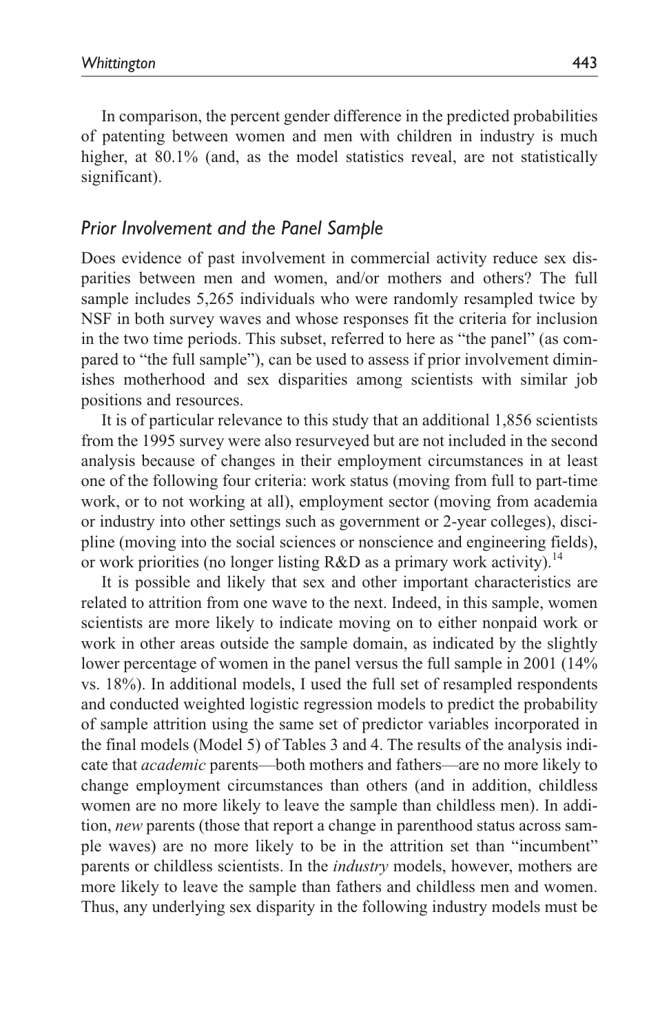In comparison, the percent gender difference in the predicted probabilities of patenting between women and men with children in industry is much higher, at 80.1% (and, as the model statistics reveal, are not statistically significant).

## *Prior Involvement and the Panel Sample*

Does evidence of past involvement in commercial activity reduce sex disparities between men and women, and/or mothers and others? The full sample includes 5,265 individuals who were randomly resampled twice by NSF in both survey waves and whose responses fit the criteria for inclusion in the two time periods. This subset, referred to here as "the panel" (as compared to "the full sample"), can be used to assess if prior involvement diminishes motherhood and sex disparities among scientists with similar job positions and resources.

It is of particular relevance to this study that an additional 1,856 scientists from the 1995 survey were also resurveyed but are not included in the second analysis because of changes in their employment circumstances in at least one of the following four criteria: work status (moving from full to part-time work, or to not working at all), employment sector (moving from academia or industry into other settings such as government or 2-year colleges), discipline (moving into the social sciences or nonscience and engineering fields), or work priorities (no longer listing R&D as a primary work activity).[14]

It is possible and likely that sex and other important characteristics are related to attrition from one wave to the next. Indeed, in this sample, women scientists are more likely to indicate moving on to either nonpaid work or work in other areas outside the sample domain, as indicated by the slightly lower percentage of women in the panel versus the full sample in 2001 (14% vs. 18%). In additional models, I used the full set of resampled respondents and conducted weighted logistic regression models to predict the probability of sample attrition using the same set of predictor variables incorporated in the final models (Model 5) of Tables 3 and 4. The results of the analysis indicate that *academic* parents—both mothers and fathers—are no more likely to change employment circumstances than others (and in addition, childless women are no more likely to leave the sample than childless men). In addition, *new* parents (those that report a change in parenthood status across sample waves) are no more likely to be in the attrition set than "incumbent" parents or childless scientists. In the *industry* models, however, mothers are more likely to leave the sample than fathers and childless men and women. Thus, any underlying sex disparity in the following industry models must be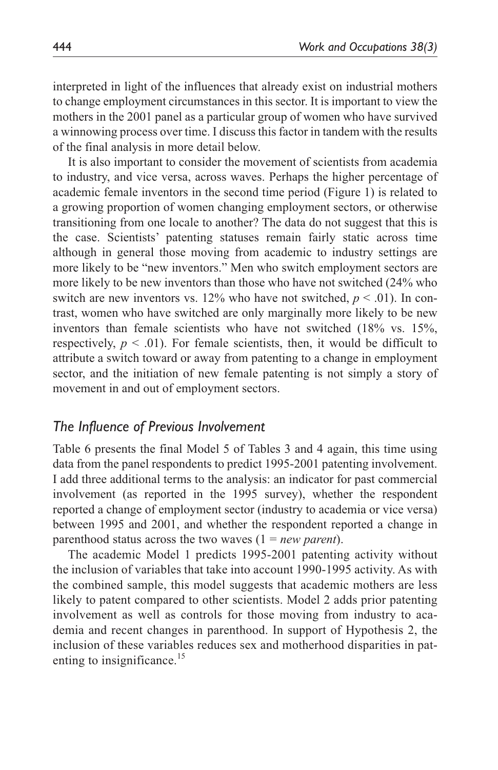interpreted in light of the influences that already exist on industrial mothers to change employment circumstances in this sector. It is important to view the mothers in the 2001 panel as a particular group of women who have survived a winnowing process over time. I discuss this factor in tandem with the results of the final analysis in more detail below.

It is also important to consider the movement of scientists from academia to industry, and vice versa, across waves. Perhaps the higher percentage of academic female inventors in the second time period (Figure 1) is related to a growing proportion of women changing employment sectors, or otherwise transitioning from one locale to another? The data do not suggest that this is the case. Scientists' patenting statuses remain fairly static across time although in general those moving from academic to industry settings are more likely to be "new inventors." Men who switch employment sectors are more likely to be new inventors than those who have not switched (24% who switch are new inventors vs. 12% who have not switched, $p < .01$). In contrast, women who have switched are only marginally more likely to be new inventors than female scientists who have not switched (18% vs. 15%, respectively, $p < .01$). For female scientists, then, it would be difficult to attribute a switch toward or away from patenting to a change in employment sector, and the initiation of new female patenting is not simply a story of movement in and out of employment sectors.

## *The Influence of Previous Involvement*

Table 6 presents the final Model 5 of Tables 3 and 4 again, this time using data from the panel respondents to predict 1995-2001 patenting involvement. I add three additional terms to the analysis: an indicator for past commercial involvement (as reported in the 1995 survey), whether the respondent reported a change of employment sector (industry to academia or vice versa) between 1995 and 2001, and whether the respondent reported a change in parenthood status across the two waves (1 = *new parent*).

The academic Model 1 predicts 1995-2001 patenting activity without the inclusion of variables that take into account 1990-1995 activity. As with the combined sample, this model suggests that academic mothers are less likely to patent compared to other scientists. Model 2 adds prior patenting involvement as well as controls for those moving from industry to academia and recent changes in parenthood. In support of Hypothesis 2, the inclusion of these variables reduces sex and motherhood disparities in patenting to insignificance.[15]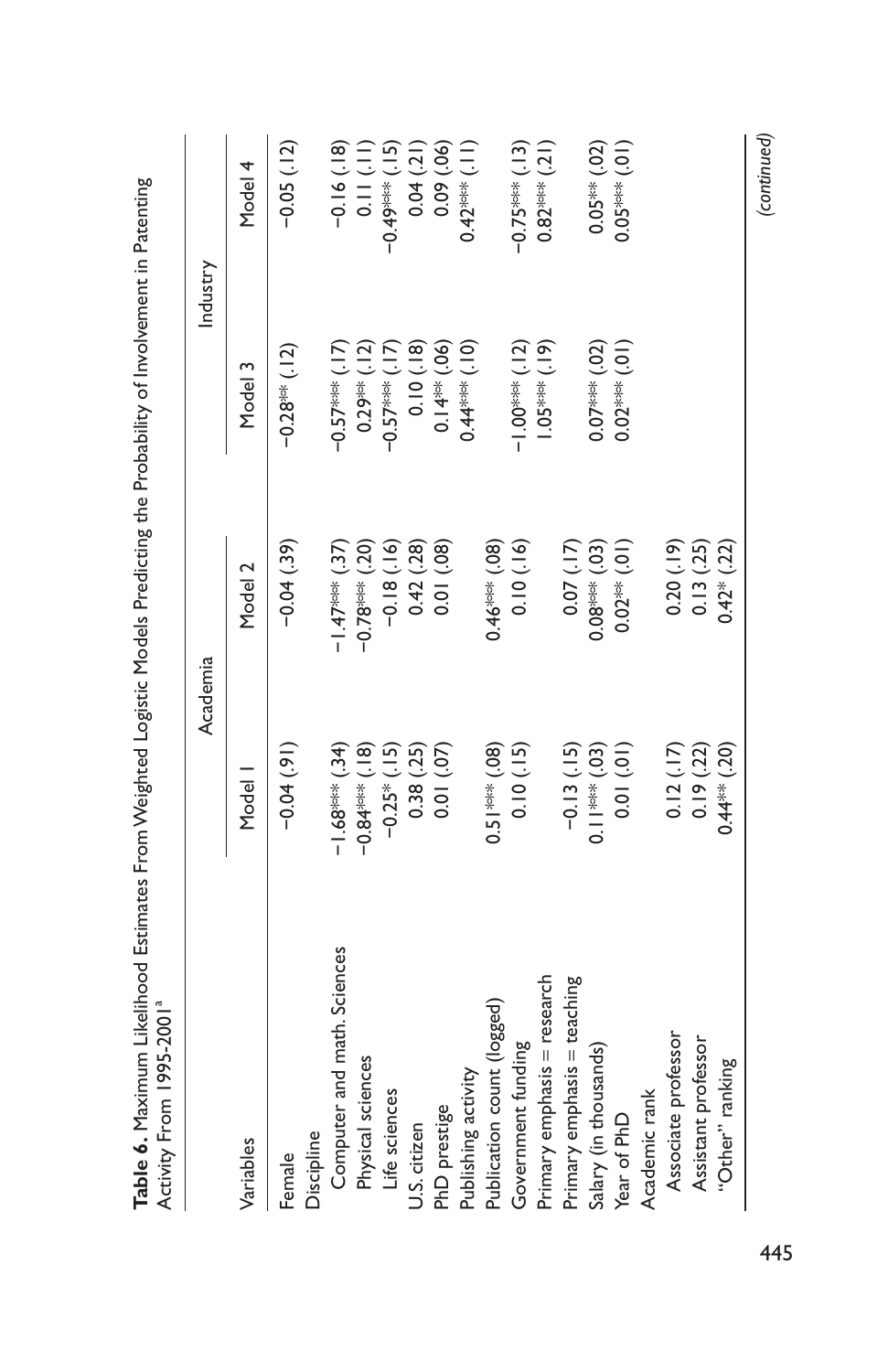**Table 6.** Maximum Likelihood Estimates From Weighted Logistic Models Predicting the Probability of Involvement in Patenting Activity From 1995-2001[a]

| Variables | Academia | | Industry | |
|---|---|---|---|---|
| | Model 1 | Model 2 | Model 3 | Model 4 |
| Female | −0.04 (.91) | −0.04 (.39) | −0.28** (.12) | −0.05 (.12) |
| Discipline | | | | |
| Computer and math. Sciences | −1.68*** (.34) | −1.47*** (.37) | −0.57*** (.17) | −0.16 (.18) |
| Physical sciences | −0.84*** (.18) | −0.78*** (.20) | 0.29** (.12) | 0.11 (.11) |
| Life sciences | −0.25* (.15) | −0.18 (.16) | −0.57*** (.17) | −0.49*** (.15) |
| U.S. citizen | 0.38 (.25) | 0.42 (.28) | 0.10 (.18) | 0.04 (.21) |
| PhD prestige | 0.01 (.07) | 0.01 (.08) | 0.14** (.06) | 0.09 (.06) |
| Publishing activity | | | | |
| Publication count (logged) | 0.51*** (.08) | 0.46*** (.08) | 0.44*** (.10) | 0.42*** (.11) |
| Government funding | 0.10 (.15) | 0.10 (.16) | −1.00*** (.12) | −0.75*** (.13) |
| Primary emphasis = research | | | 1.05*** (.19) | 0.82*** (.21) |
| Primary emphasis = teaching | −0.13 (.15) | 0.07 (.17) | | |
| Salary (in thousands) | 0.11*** (.03) | 0.08*** (.03) | 0.07*** (.02) | 0.05** (.02) |
| Year of PhD | 0.01 (.01) | 0.02** (.01) | 0.02*** (.01) | 0.05*** (.01) |
| Academic rank | | | | |
| Associate professor | 0.12 (.17) | 0.20 (.19) | | |
| Assistant professor | 0.19 (.22) | 0.13 (.25) | | |
| "Other" ranking | 0.44** (.20) | 0.42* (.22) | | |

*(continued)*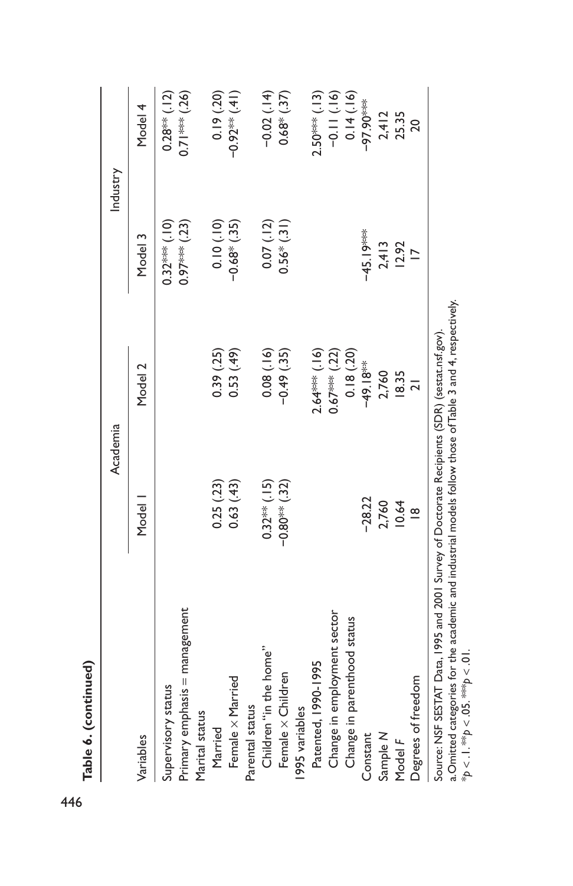**Table 6. (continued)**

| Variables | Academia | | Industry | |
|---|---|---|---|---|
| | Model 1 | Model 2 | Model 3 | Model 4 |
| Supervisory status | | | 0.32*** (.10) | 0.28** (.12) |
| Primary emphasis = management | | | 0.97*** (.23) | 0.71*** (.26) |
| Marital status | | | | |
| Married | 0.25 (.23) | 0.39 (.25) | 0.10 (.10) | 0.19 (.20) |
| Female × Married | 0.63 (.43) | 0.53 (.49) | −0.68* (.35) | −0.92** (.41) |
| Parental status | | | | |
| Children "in the home" | 0.32** (.15) | 0.08 (.16) | 0.07 (.12) | −0.02 (.14) |
| Female × Children | −0.80** (.32) | −0.49 (.35) | 0.56* (.31) | 0.68* (.37) |
| 1995 variables | | | | |
| Patented, 1990-1995 | | 2.64*** (.16) | | 2.50*** (.13) |
| Change in employment sector | | 0.67*** (.22) | | −0.11 (.16) |
| Change in parenthood status | | 0.18 (.20) | | 0.14 (.16) |
| Constant | −28.22 | −49.18** | −45.19*** | −97.90*** |
| Sample *N* | 2,760 | 2,760 | 2,413 | 2,412 |
| Model *F* | 10.64 | 18.35 | 12.92 | 25.35 |
| Degrees of freedom | 18 | 21 | 17 | 20 |

Source: NSF SESTAT Data, 1995 and 2001 Survey of Doctorate Recipients (SDR) (sestat.nsf.gov).
a. Omitted categories for the academic and industrial models follow those of Table 3 and 4, respectively.
*$p < .1$. **$p < .05$. ***$p < .01$.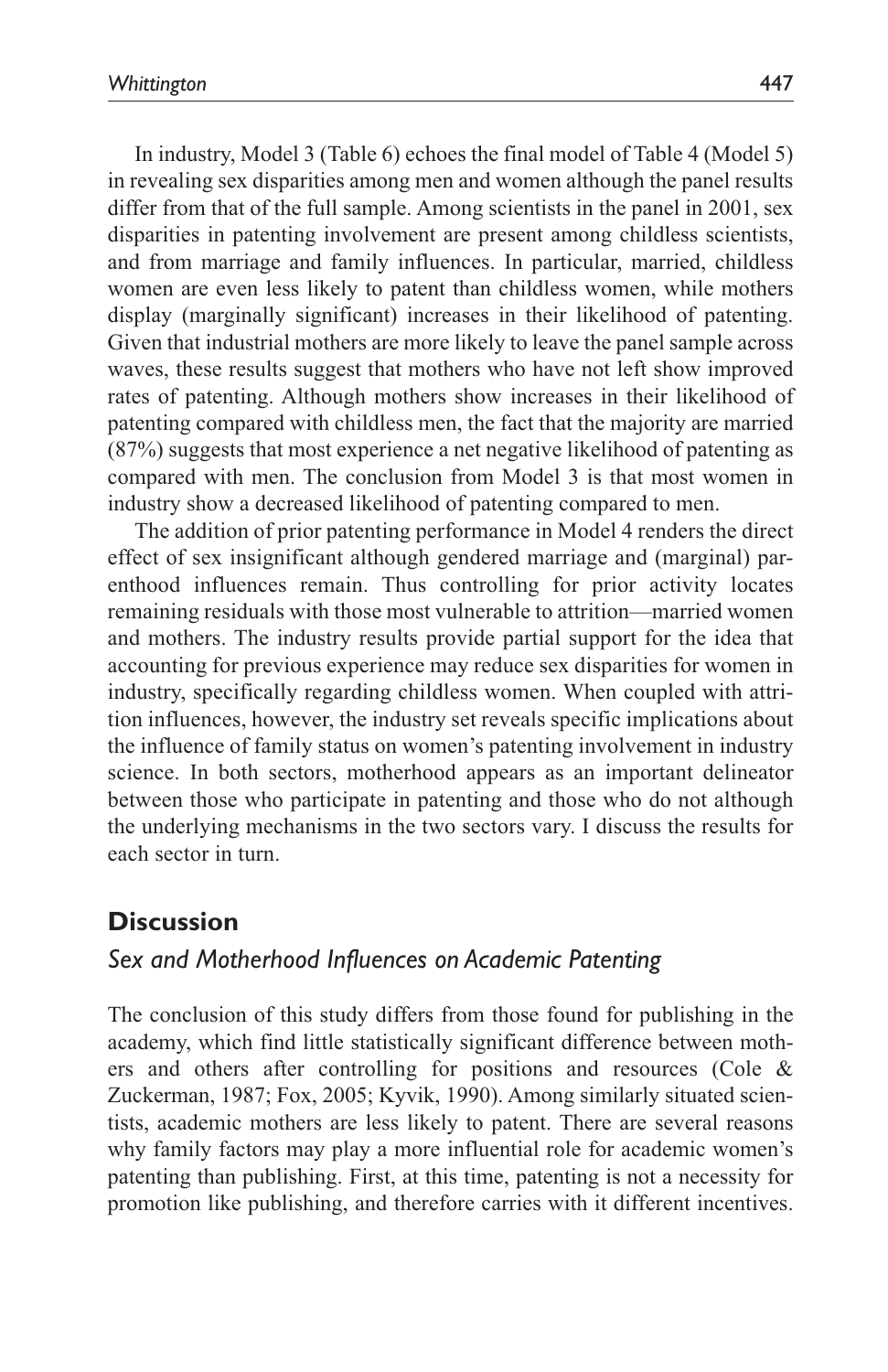In industry, Model 3 (Table 6) echoes the final model of Table 4 (Model 5) in revealing sex disparities among men and women although the panel results differ from that of the full sample. Among scientists in the panel in 2001, sex disparities in patenting involvement are present among childless scientists, and from marriage and family influences. In particular, married, childless women are even less likely to patent than childless women, while mothers display (marginally significant) increases in their likelihood of patenting. Given that industrial mothers are more likely to leave the panel sample across waves, these results suggest that mothers who have not left show improved rates of patenting. Although mothers show increases in their likelihood of patenting compared with childless men, the fact that the majority are married (87%) suggests that most experience a net negative likelihood of patenting as compared with men. The conclusion from Model 3 is that most women in industry show a decreased likelihood of patenting compared to men.

The addition of prior patenting performance in Model 4 renders the direct effect of sex insignificant although gendered marriage and (marginal) parenthood influences remain. Thus controlling for prior activity locates remaining residuals with those most vulnerable to attrition—married women and mothers. The industry results provide partial support for the idea that accounting for previous experience may reduce sex disparities for women in industry, specifically regarding childless women. When coupled with attrition influences, however, the industry set reveals specific implications about the influence of family status on women's patenting involvement in industry science. In both sectors, motherhood appears as an important delineator between those who participate in patenting and those who do not although the underlying mechanisms in the two sectors vary. I discuss the results for each sector in turn.

## Discussion

### *Sex and Motherhood Influences on Academic Patenting*

The conclusion of this study differs from those found for publishing in the academy, which find little statistically significant difference between mothers and others after controlling for positions and resources (Cole & Zuckerman, 1987; Fox, 2005; Kyvik, 1990). Among similarly situated scientists, academic mothers are less likely to patent. There are several reasons why family factors may play a more influential role for academic women's patenting than publishing. First, at this time, patenting is not a necessity for promotion like publishing, and therefore carries with it different incentives.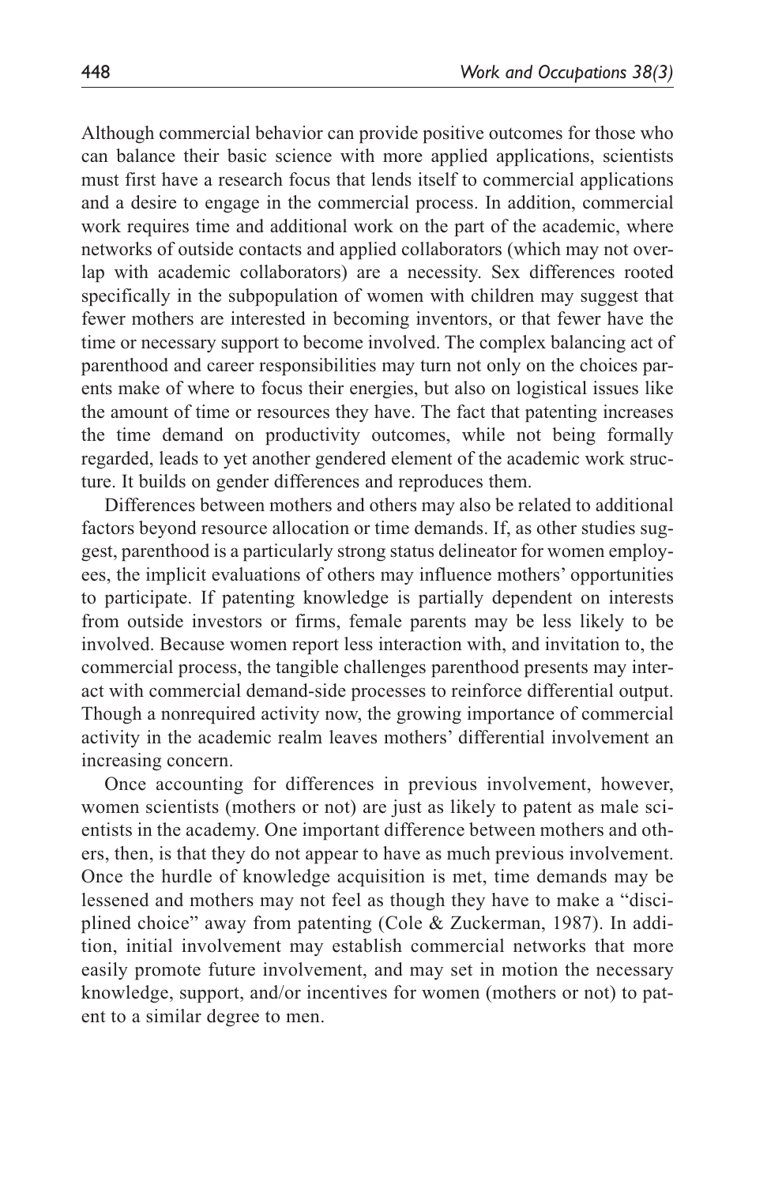Although commercial behavior can provide positive outcomes for those who can balance their basic science with more applied applications, scientists must first have a research focus that lends itself to commercial applications and a desire to engage in the commercial process. In addition, commercial work requires time and additional work on the part of the academic, where networks of outside contacts and applied collaborators (which may not overlap with academic collaborators) are a necessity. Sex differences rooted specifically in the subpopulation of women with children may suggest that fewer mothers are interested in becoming inventors, or that fewer have the time or necessary support to become involved. The complex balancing act of parenthood and career responsibilities may turn not only on the choices parents make of where to focus their energies, but also on logistical issues like the amount of time or resources they have. The fact that patenting increases the time demand on productivity outcomes, while not being formally regarded, leads to yet another gendered element of the academic work structure. It builds on gender differences and reproduces them.

Differences between mothers and others may also be related to additional factors beyond resource allocation or time demands. If, as other studies suggest, parenthood is a particularly strong status delineator for women employees, the implicit evaluations of others may influence mothers' opportunities to participate. If patenting knowledge is partially dependent on interests from outside investors or firms, female parents may be less likely to be involved. Because women report less interaction with, and invitation to, the commercial process, the tangible challenges parenthood presents may interact with commercial demand-side processes to reinforce differential output. Though a nonrequired activity now, the growing importance of commercial activity in the academic realm leaves mothers' differential involvement an increasing concern.

Once accounting for differences in previous involvement, however, women scientists (mothers or not) are just as likely to patent as male scientists in the academy. One important difference between mothers and others, then, is that they do not appear to have as much previous involvement. Once the hurdle of knowledge acquisition is met, time demands may be lessened and mothers may not feel as though they have to make a "disciplined choice" away from patenting (Cole & Zuckerman, 1987). In addition, initial involvement may establish commercial networks that more easily promote future involvement, and may set in motion the necessary knowledge, support, and/or incentives for women (mothers or not) to patent to a similar degree to men.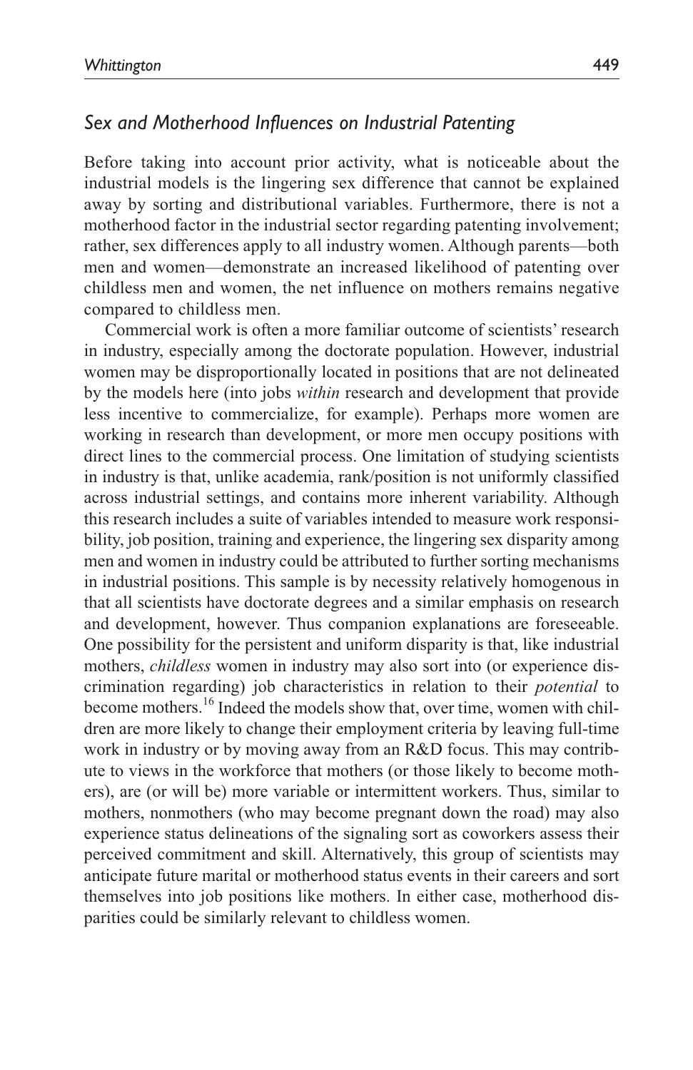### *Sex and Motherhood Influences on Industrial Patenting*

Before taking into account prior activity, what is noticeable about the industrial models is the lingering sex difference that cannot be explained away by sorting and distributional variables. Furthermore, there is not a motherhood factor in the industrial sector regarding patenting involvement; rather, sex differences apply to all industry women. Although parents—both men and women—demonstrate an increased likelihood of patenting over childless men and women, the net influence on mothers remains negative compared to childless men.

Commercial work is often a more familiar outcome of scientists' research in industry, especially among the doctorate population. However, industrial women may be disproportionally located in positions that are not delineated by the models here (into jobs *within* research and development that provide less incentive to commercialize, for example). Perhaps more women are working in research than development, or more men occupy positions with direct lines to the commercial process. One limitation of studying scientists in industry is that, unlike academia, rank/position is not uniformly classified across industrial settings, and contains more inherent variability. Although this research includes a suite of variables intended to measure work responsibility, job position, training and experience, the lingering sex disparity among men and women in industry could be attributed to further sorting mechanisms in industrial positions. This sample is by necessity relatively homogenous in that all scientists have doctorate degrees and a similar emphasis on research and development, however. Thus companion explanations are foreseeable. One possibility for the persistent and uniform disparity is that, like industrial mothers, *childless* women in industry may also sort into (or experience discrimination regarding) job characteristics in relation to their *potential* to become mothers.[16] Indeed the models show that, over time, women with children are more likely to change their employment criteria by leaving full-time work in industry or by moving away from an R&D focus. This may contribute to views in the workforce that mothers (or those likely to become mothers), are (or will be) more variable or intermittent workers. Thus, similar to mothers, nonmothers (who may become pregnant down the road) may also experience status delineations of the signaling sort as coworkers assess their perceived commitment and skill. Alternatively, this group of scientists may anticipate future marital or motherhood status events in their careers and sort themselves into job positions like mothers. In either case, motherhood disparities could be similarly relevant to childless women.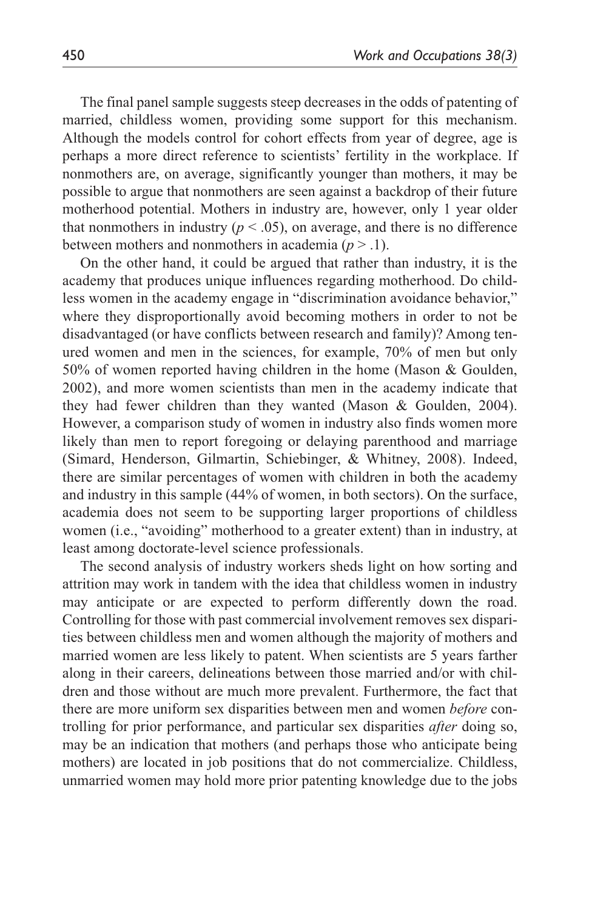The final panel sample suggests steep decreases in the odds of patenting of married, childless women, providing some support for this mechanism. Although the models control for cohort effects from year of degree, age is perhaps a more direct reference to scientists' fertility in the workplace. If nonmothers are, on average, significantly younger than mothers, it may be possible to argue that nonmothers are seen against a backdrop of their future motherhood potential. Mothers in industry are, however, only 1 year older that nonmothers in industry ($p < .05$), on average, and there is no difference between mothers and nonmothers in academia ($p > .1$).

On the other hand, it could be argued that rather than industry, it is the academy that produces unique influences regarding motherhood. Do childless women in the academy engage in "discrimination avoidance behavior," where they disproportionally avoid becoming mothers in order to not be disadvantaged (or have conflicts between research and family)? Among tenured women and men in the sciences, for example, 70% of men but only 50% of women reported having children in the home (Mason & Goulden, 2002), and more women scientists than men in the academy indicate that they had fewer children than they wanted (Mason & Goulden, 2004). However, a comparison study of women in industry also finds women more likely than men to report foregoing or delaying parenthood and marriage (Simard, Henderson, Gilmartin, Schiebinger, & Whitney, 2008). Indeed, there are similar percentages of women with children in both the academy and industry in this sample (44% of women, in both sectors). On the surface, academia does not seem to be supporting larger proportions of childless women (i.e., "avoiding" motherhood to a greater extent) than in industry, at least among doctorate-level science professionals.

The second analysis of industry workers sheds light on how sorting and attrition may work in tandem with the idea that childless women in industry may anticipate or are expected to perform differently down the road. Controlling for those with past commercial involvement removes sex disparities between childless men and women although the majority of mothers and married women are less likely to patent. When scientists are 5 years farther along in their careers, delineations between those married and/or with children and those without are much more prevalent. Furthermore, the fact that there are more uniform sex disparities between men and women *before* controlling for prior performance, and particular sex disparities *after* doing so, may be an indication that mothers (and perhaps those who anticipate being mothers) are located in job positions that do not commercialize. Childless, unmarried women may hold more prior patenting knowledge due to the jobs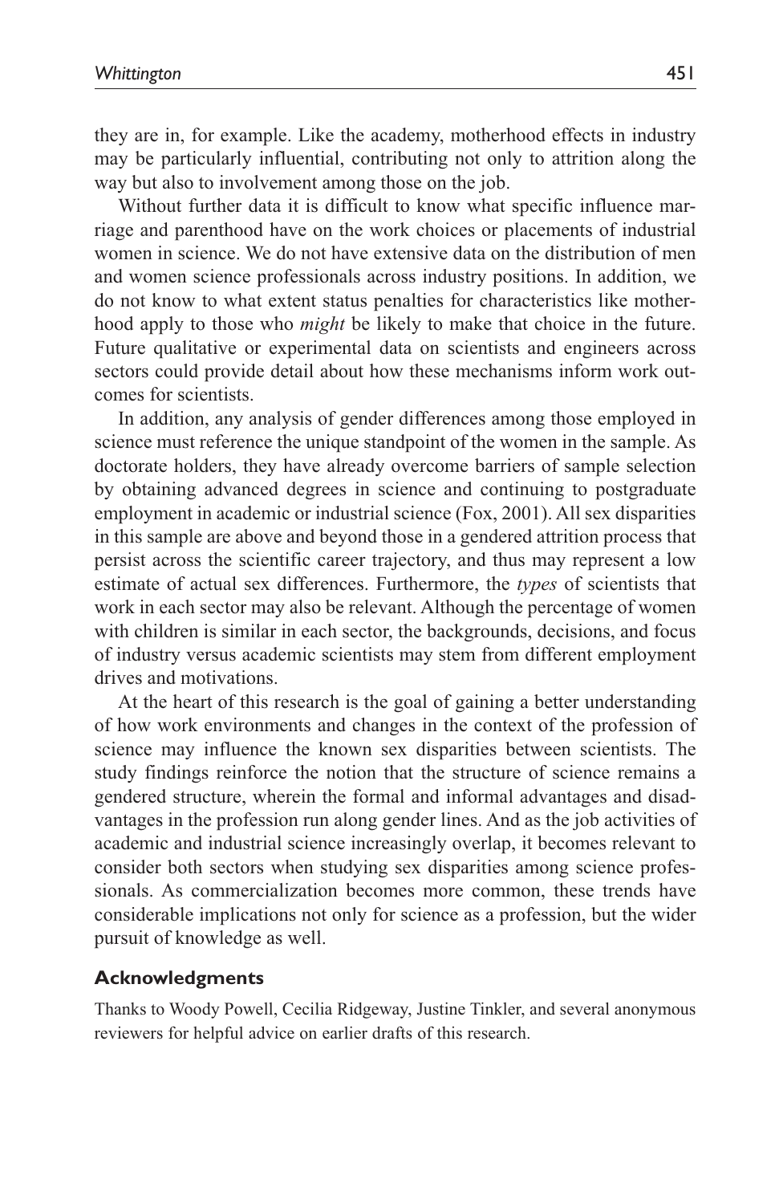they are in, for example. Like the academy, motherhood effects in industry may be particularly influential, contributing not only to attrition along the way but also to involvement among those on the job.

Without further data it is difficult to know what specific influence marriage and parenthood have on the work choices or placements of industrial women in science. We do not have extensive data on the distribution of men and women science professionals across industry positions. In addition, we do not know to what extent status penalties for characteristics like motherhood apply to those who *might* be likely to make that choice in the future. Future qualitative or experimental data on scientists and engineers across sectors could provide detail about how these mechanisms inform work outcomes for scientists.

In addition, any analysis of gender differences among those employed in science must reference the unique standpoint of the women in the sample. As doctorate holders, they have already overcome barriers of sample selection by obtaining advanced degrees in science and continuing to postgraduate employment in academic or industrial science (Fox, 2001). All sex disparities in this sample are above and beyond those in a gendered attrition process that persist across the scientific career trajectory, and thus may represent a low estimate of actual sex differences. Furthermore, the *types* of scientists that work in each sector may also be relevant. Although the percentage of women with children is similar in each sector, the backgrounds, decisions, and focus of industry versus academic scientists may stem from different employment drives and motivations.

At the heart of this research is the goal of gaining a better understanding of how work environments and changes in the context of the profession of science may influence the known sex disparities between scientists. The study findings reinforce the notion that the structure of science remains a gendered structure, wherein the formal and informal advantages and disadvantages in the profession run along gender lines. And as the job activities of academic and industrial science increasingly overlap, it becomes relevant to consider both sectors when studying sex disparities among science professionals. As commercialization becomes more common, these trends have considerable implications not only for science as a profession, but the wider pursuit of knowledge as well.

## Acknowledgments

Thanks to Woody Powell, Cecilia Ridgeway, Justine Tinkler, and several anonymous reviewers for helpful advice on earlier drafts of this research.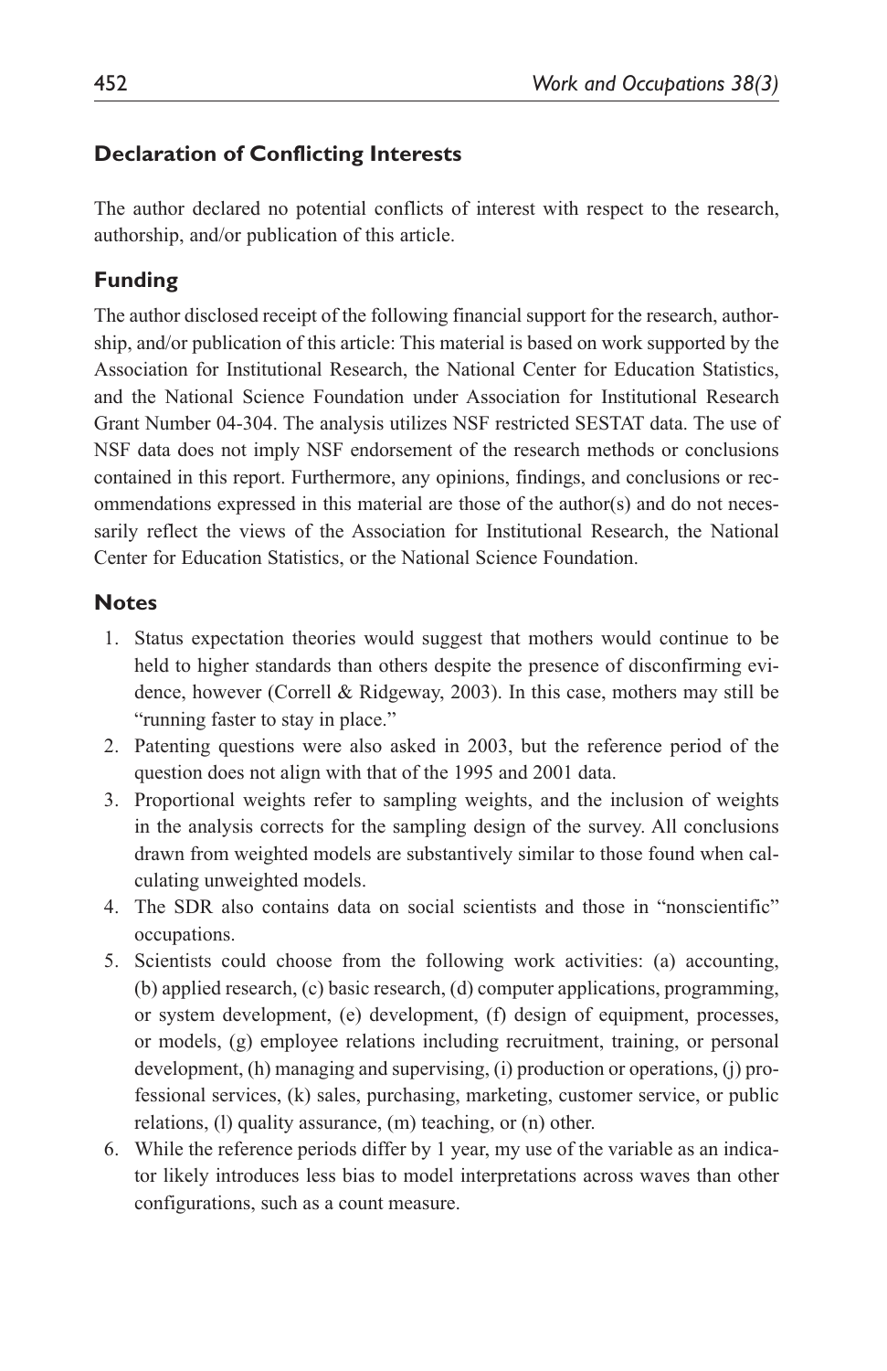## Declaration of Conflicting Interests

The author declared no potential conflicts of interest with respect to the research, authorship, and/or publication of this article.

## Funding

The author disclosed receipt of the following financial support for the research, authorship, and/or publication of this article: This material is based on work supported by the Association for Institutional Research, the National Center for Education Statistics, and the National Science Foundation under Association for Institutional Research Grant Number 04-304. The analysis utilizes NSF restricted SESTAT data. The use of NSF data does not imply NSF endorsement of the research methods or conclusions contained in this report. Furthermore, any opinions, findings, and conclusions or recommendations expressed in this material are those of the author(s) and do not necessarily reflect the views of the Association for Institutional Research, the National Center for Education Statistics, or the National Science Foundation.

## Notes

1. Status expectation theories would suggest that mothers would continue to be held to higher standards than others despite the presence of disconfirming evidence, however (Correll & Ridgeway, 2003). In this case, mothers may still be "running faster to stay in place."
2. Patenting questions were also asked in 2003, but the reference period of the question does not align with that of the 1995 and 2001 data.
3. Proportional weights refer to sampling weights, and the inclusion of weights in the analysis corrects for the sampling design of the survey. All conclusions drawn from weighted models are substantively similar to those found when calculating unweighted models.
4. The SDR also contains data on social scientists and those in "nonscientific" occupations.
5. Scientists could choose from the following work activities: (a) accounting, (b) applied research, (c) basic research, (d) computer applications, programming, or system development, (e) development, (f) design of equipment, processes, or models, (g) employee relations including recruitment, training, or personal development, (h) managing and supervising, (i) production or operations, (j) professional services, (k) sales, purchasing, marketing, customer service, or public relations, (l) quality assurance, (m) teaching, or (n) other.
6. While the reference periods differ by 1 year, my use of the variable as an indicator likely introduces less bias to model interpretations across waves than other configurations, such as a count measure.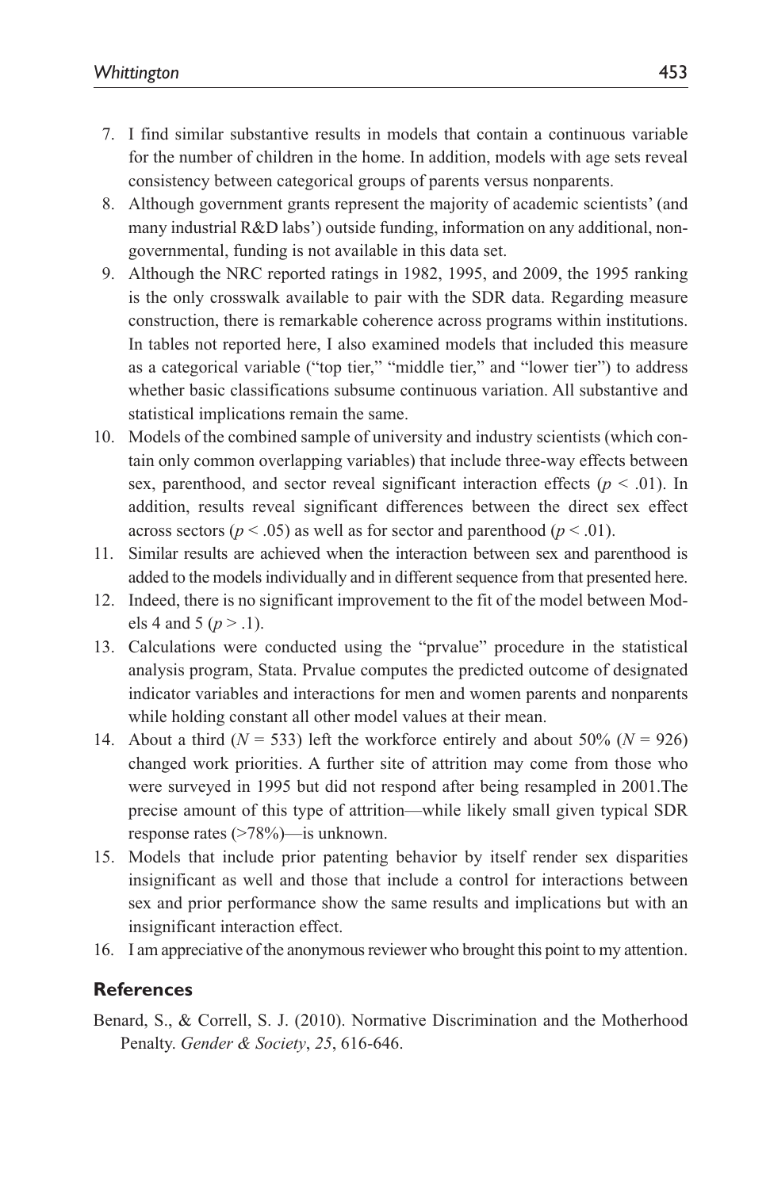7. I find similar substantive results in models that contain a continuous variable for the number of children in the home. In addition, models with age sets reveal consistency between categorical groups of parents versus nonparents.
8. Although government grants represent the majority of academic scientists' (and many industrial R&D labs') outside funding, information on any additional, nongovernmental, funding is not available in this data set.
9. Although the NRC reported ratings in 1982, 1995, and 2009, the 1995 ranking is the only crosswalk available to pair with the SDR data. Regarding measure construction, there is remarkable coherence across programs within institutions. In tables not reported here, I also examined models that included this measure as a categorical variable ("top tier," "middle tier," and "lower tier") to address whether basic classifications subsume continuous variation. All substantive and statistical implications remain the same.
10. Models of the combined sample of university and industry scientists (which contain only common overlapping variables) that include three-way effects between sex, parenthood, and sector reveal significant interaction effects ($p < .01$). In addition, results reveal significant differences between the direct sex effect across sectors ($p < .05$) as well as for sector and parenthood ($p < .01$).
11. Similar results are achieved when the interaction between sex and parenthood is added to the models individually and in different sequence from that presented here.
12. Indeed, there is no significant improvement to the fit of the model between Models 4 and 5 ($p > .1$).
13. Calculations were conducted using the "prvalue" procedure in the statistical analysis program, Stata. Prvalue computes the predicted outcome of designated indicator variables and interactions for men and women parents and nonparents while holding constant all other model values at their mean.
14. About a third ($N = 533$) left the workforce entirely and about 50% ($N = 926$) changed work priorities. A further site of attrition may come from those who were surveyed in 1995 but did not respond after being resampled in 2001.The precise amount of this type of attrition—while likely small given typical SDR response rates (>78%)—is unknown.
15. Models that include prior patenting behavior by itself render sex disparities insignificant as well and those that include a control for interactions between sex and prior performance show the same results and implications but with an insignificant interaction effect.
16. I am appreciative of the anonymous reviewer who brought this point to my attention.

## References

Benard, S., & Correll, S. J. (2010). Normative Discrimination and the Motherhood Penalty. *Gender & Society*, *25*, 616-646.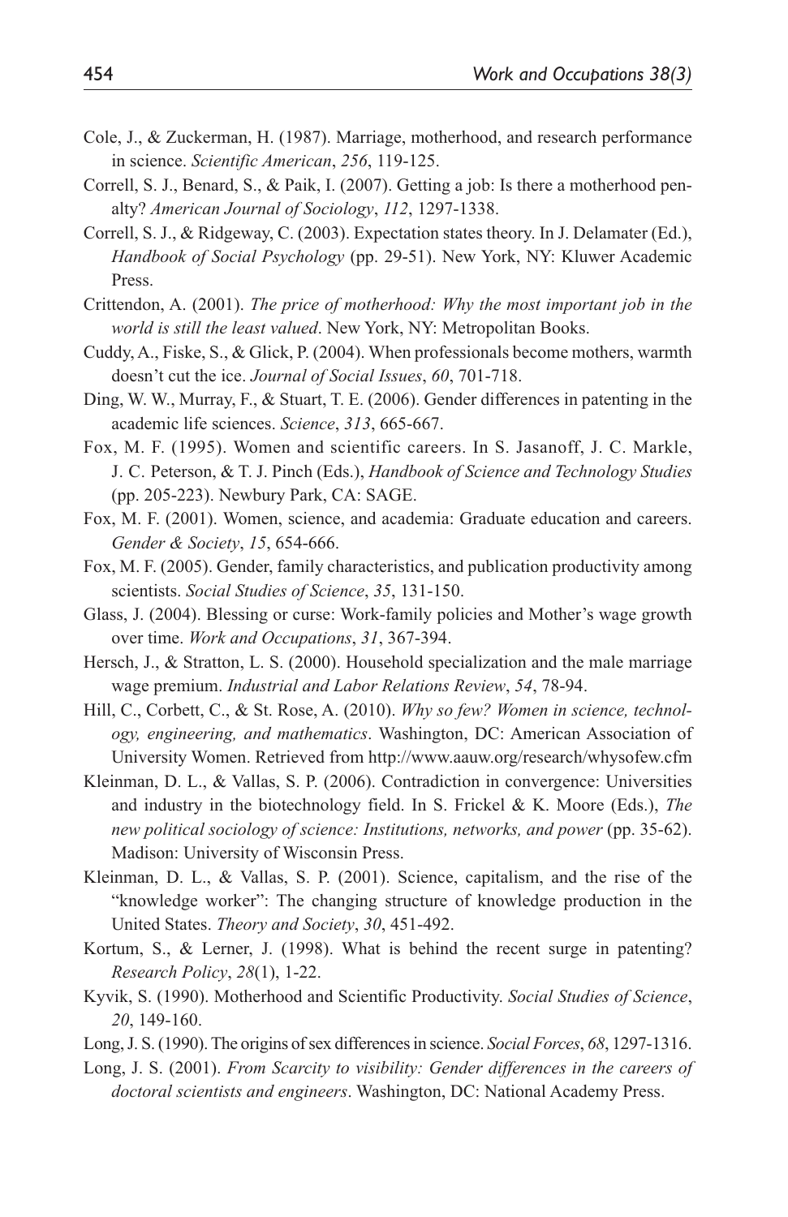Cole, J., & Zuckerman, H. (1987). Marriage, motherhood, and research performance in science. *Scientific American*, *256*, 119-125.

Correll, S. J., Benard, S., & Paik, I. (2007). Getting a job: Is there a motherhood penalty? *American Journal of Sociology*, *112*, 1297-1338.

Correll, S. J., & Ridgeway, C. (2003). Expectation states theory. In J. Delamater (Ed.), *Handbook of Social Psychology* (pp. 29-51). New York, NY: Kluwer Academic Press.

Crittendon, A. (2001). *The price of motherhood: Why the most important job in the world is still the least valued*. New York, NY: Metropolitan Books.

Cuddy, A., Fiske, S., & Glick, P. (2004). When professionals become mothers, warmth doesn't cut the ice. *Journal of Social Issues*, *60*, 701-718.

Ding, W. W., Murray, F., & Stuart, T. E. (2006). Gender differences in patenting in the academic life sciences. *Science*, *313*, 665-667.

Fox, M. F. (1995). Women and scientific careers. In S. Jasanoff, J. C. Markle, J. C. Peterson, & T. J. Pinch (Eds.), *Handbook of Science and Technology Studies* (pp. 205-223). Newbury Park, CA: SAGE.

Fox, M. F. (2001). Women, science, and academia: Graduate education and careers. *Gender & Society*, *15*, 654-666.

Fox, M. F. (2005). Gender, family characteristics, and publication productivity among scientists. *Social Studies of Science*, *35*, 131-150.

Glass, J. (2004). Blessing or curse: Work-family policies and Mother's wage growth over time. *Work and Occupations*, *31*, 367-394.

Hersch, J., & Stratton, L. S. (2000). Household specialization and the male marriage wage premium. *Industrial and Labor Relations Review*, *54*, 78-94.

Hill, C., Corbett, C., & St. Rose, A. (2010). *Why so few? Women in science, technology, engineering, and mathematics*. Washington, DC: American Association of University Women. Retrieved from http://www.aauw.org/research/whysofew.cfm

Kleinman, D. L., & Vallas, S. P. (2006). Contradiction in convergence: Universities and industry in the biotechnology field. In S. Frickel & K. Moore (Eds.), *The new political sociology of science: Institutions, networks, and power* (pp. 35-62). Madison: University of Wisconsin Press.

Kleinman, D. L., & Vallas, S. P. (2001). Science, capitalism, and the rise of the "knowledge worker": The changing structure of knowledge production in the United States. *Theory and Society*, *30*, 451-492.

Kortum, S., & Lerner, J. (1998). What is behind the recent surge in patenting? *Research Policy*, *28*(1), 1-22.

Kyvik, S. (1990). Motherhood and Scientific Productivity. *Social Studies of Science*, *20*, 149-160.

Long, J. S. (1990). The origins of sex differences in science. *Social Forces*, *68*, 1297-1316.

Long, J. S. (2001). *From Scarcity to visibility: Gender differences in the careers of doctoral scientists and engineers*. Washington, DC: National Academy Press.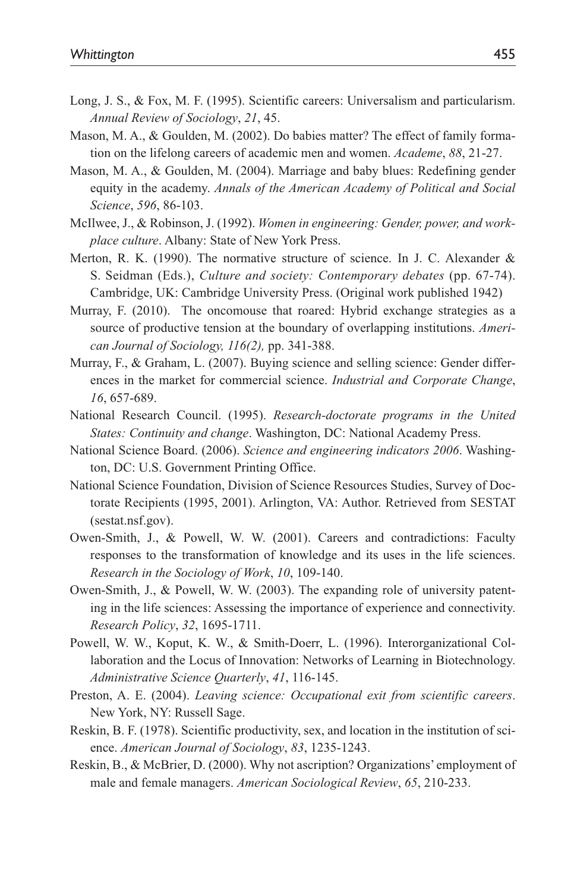Long, J. S., & Fox, M. F. (1995). Scientific careers: Universalism and particularism. *Annual Review of Sociology*, *21*, 45.

Mason, M. A., & Goulden, M. (2002). Do babies matter? The effect of family formation on the lifelong careers of academic men and women. *Academe*, *88*, 21-27.

Mason, M. A., & Goulden, M. (2004). Marriage and baby blues: Redefining gender equity in the academy. *Annals of the American Academy of Political and Social Science*, *596*, 86-103.

McIlwee, J., & Robinson, J. (1992). *Women in engineering: Gender, power, and workplace culture*. Albany: State of New York Press.

Merton, R. K. (1990). The normative structure of science. In J. C. Alexander & S. Seidman (Eds.), *Culture and society: Contemporary debates* (pp. 67-74). Cambridge, UK: Cambridge University Press. (Original work published 1942)

Murray, F. (2010). The oncomouse that roared: Hybrid exchange strategies as a source of productive tension at the boundary of overlapping institutions. *American Journal of Sociology, 116(2),* pp. 341-388.

Murray, F., & Graham, L. (2007). Buying science and selling science: Gender differences in the market for commercial science. *Industrial and Corporate Change*, *16*, 657-689.

National Research Council. (1995). *Research-doctorate programs in the United States: Continuity and change*. Washington, DC: National Academy Press.

National Science Board. (2006). *Science and engineering indicators 2006*. Washington, DC: U.S. Government Printing Office.

National Science Foundation, Division of Science Resources Studies, Survey of Doctorate Recipients (1995, 2001). Arlington, VA: Author. Retrieved from SESTAT (sestat.nsf.gov).

Owen-Smith, J., & Powell, W. W. (2001). Careers and contradictions: Faculty responses to the transformation of knowledge and its uses in the life sciences. *Research in the Sociology of Work*, *10*, 109-140.

Owen-Smith, J., & Powell, W. W. (2003). The expanding role of university patenting in the life sciences: Assessing the importance of experience and connectivity. *Research Policy*, *32*, 1695-1711.

Powell, W. W., Koput, K. W., & Smith-Doerr, L. (1996). Interorganizational Collaboration and the Locus of Innovation: Networks of Learning in Biotechnology. *Administrative Science Quarterly*, *41*, 116-145.

Preston, A. E. (2004). *Leaving science: Occupational exit from scientific careers*. New York, NY: Russell Sage.

Reskin, B. F. (1978). Scientific productivity, sex, and location in the institution of science. *American Journal of Sociology*, *83*, 1235-1243.

Reskin, B., & McBrier, D. (2000). Why not ascription? Organizations' employment of male and female managers. *American Sociological Review*, *65*, 210-233.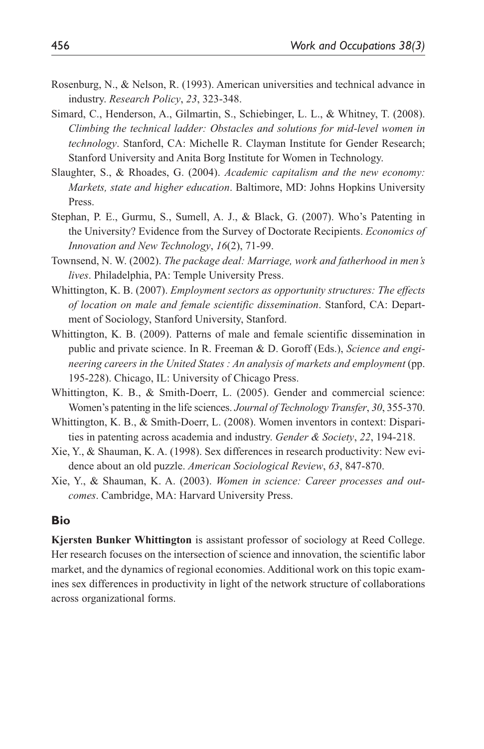Rosenburg, N., & Nelson, R. (1993). American universities and technical advance in industry. *Research Policy*, *23*, 323-348.

Simard, C., Henderson, A., Gilmartin, S., Schiebinger, L. L., & Whitney, T. (2008). *Climbing the technical ladder: Obstacles and solutions for mid-level women in technology*. Stanford, CA: Michelle R. Clayman Institute for Gender Research; Stanford University and Anita Borg Institute for Women in Technology.

Slaughter, S., & Rhoades, G. (2004). *Academic capitalism and the new economy: Markets, state and higher education*. Baltimore, MD: Johns Hopkins University Press.

Stephan, P. E., Gurmu, S., Sumell, A. J., & Black, G. (2007). Who's Patenting in the University? Evidence from the Survey of Doctorate Recipients. *Economics of Innovation and New Technology*, *16*(2), 71-99.

Townsend, N. W. (2002). *The package deal: Marriage, work and fatherhood in men's lives*. Philadelphia, PA: Temple University Press.

Whittington, K. B. (2007). *Employment sectors as opportunity structures: The effects of location on male and female scientific dissemination*. Stanford, CA: Department of Sociology, Stanford University, Stanford.

Whittington, K. B. (2009). Patterns of male and female scientific dissemination in public and private science. In R. Freeman & D. Goroff (Eds.), *Science and engineering careers in the United States : An analysis of markets and employment* (pp. 195-228). Chicago, IL: University of Chicago Press.

Whittington, K. B., & Smith-Doerr, L. (2005). Gender and commercial science: Women's patenting in the life sciences. *Journal of Technology Transfer*, *30*, 355-370.

Whittington, K. B., & Smith-Doerr, L. (2008). Women inventors in context: Disparities in patenting across academia and industry. *Gender & Society*, *22*, 194-218.

Xie, Y., & Shauman, K. A. (1998). Sex differences in research productivity: New evidence about an old puzzle. *American Sociological Review*, *63*, 847-870.

Xie, Y., & Shauman, K. A. (2003). *Women in science: Career processes and outcomes*. Cambridge, MA: Harvard University Press.

## Bio

**Kjersten Bunker Whittington** is assistant professor of sociology at Reed College. Her research focuses on the intersection of science and innovation, the scientific labor market, and the dynamics of regional economies. Additional work on this topic examines sex differences in productivity in light of the network structure of collaborations across organizational forms.